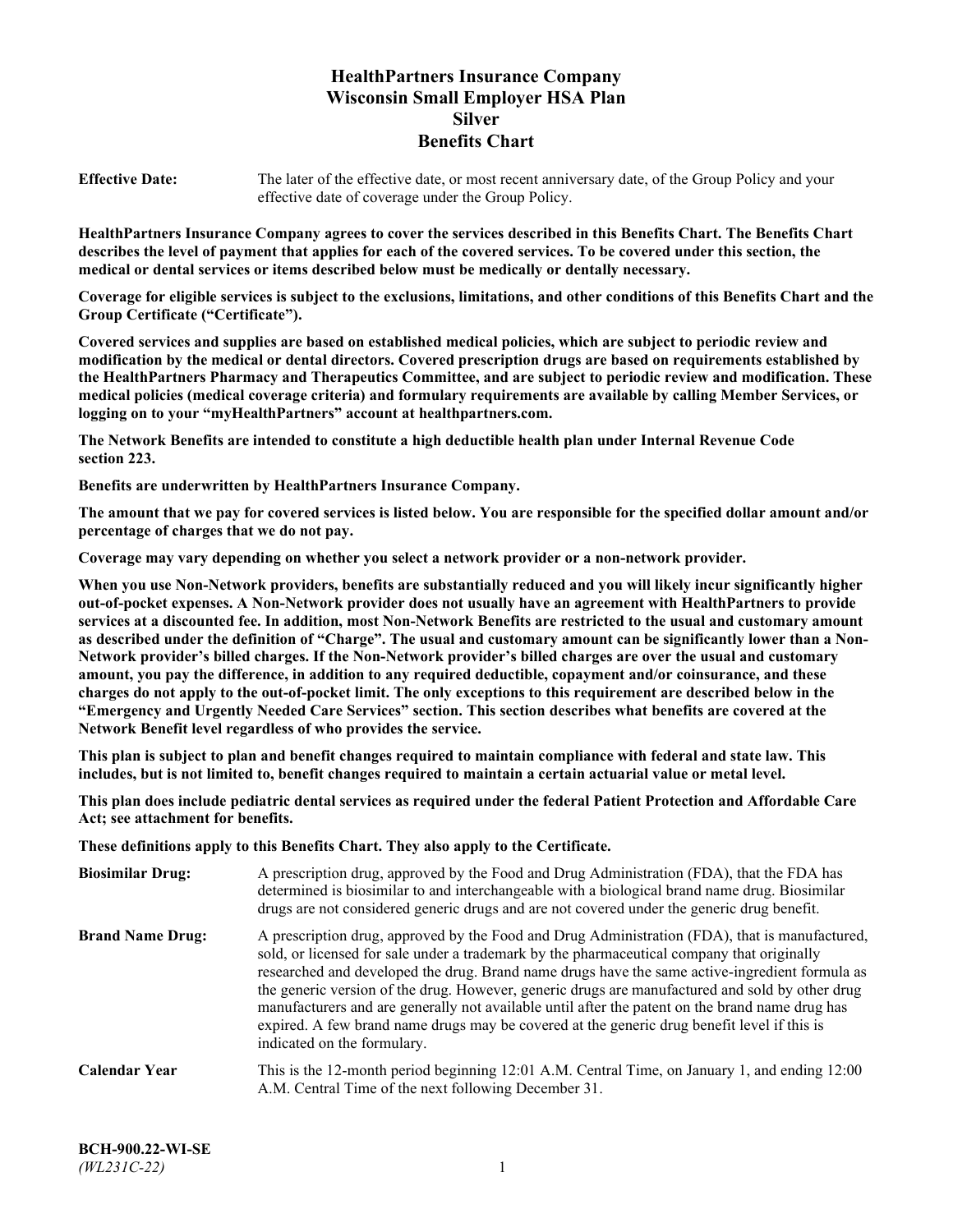# HealthPartners Insurance Company
# Wisconsin Small Employer HSA Plan
# Silver
# Benefits Chart

**Effective Date:** The later of the effective date, or most recent anniversary date, of the Group Policy and your effective date of coverage under the Group Policy.

**HealthPartners Insurance Company agrees to cover the services described in this Benefits Chart. The Benefits Chart describes the level of payment that applies for each of the covered services. To be covered under this section, the medical or dental services or items described below must be medically or dentally necessary.**

**Coverage for eligible services is subject to the exclusions, limitations, and other conditions of this Benefits Chart and the Group Certificate ("Certificate").**

**Covered services and supplies are based on established medical policies, which are subject to periodic review and modification by the medical or dental directors. Covered prescription drugs are based on requirements established by the HealthPartners Pharmacy and Therapeutics Committee, and are subject to periodic review and modification. These medical policies (medical coverage criteria) and formulary requirements are available by calling Member Services, or logging on to your "myHealthPartners" account at healthpartners.com.**

**The Network Benefits are intended to constitute a high deductible health plan under Internal Revenue Code section 223.**

**Benefits are underwritten by HealthPartners Insurance Company.**

**The amount that we pay for covered services is listed below. You are responsible for the specified dollar amount and/or percentage of charges that we do not pay.**

**Coverage may vary depending on whether you select a network provider or a non-network provider.**

**When you use Non-Network providers, benefits are substantially reduced and you will likely incur significantly higher out-of-pocket expenses. A Non-Network provider does not usually have an agreement with HealthPartners to provide services at a discounted fee. In addition, most Non-Network Benefits are restricted to the usual and customary amount as described under the definition of "Charge". The usual and customary amount can be significantly lower than a Non-Network provider's billed charges. If the Non-Network provider's billed charges are over the usual and customary amount, you pay the difference, in addition to any required deductible, copayment and/or coinsurance, and these charges do not apply to the out-of-pocket limit. The only exceptions to this requirement are described below in the "Emergency and Urgently Needed Care Services" section. This section describes what benefits are covered at the Network Benefit level regardless of who provides the service.**

**This plan is subject to plan and benefit changes required to maintain compliance with federal and state law. This includes, but is not limited to, benefit changes required to maintain a certain actuarial value or metal level.**

**This plan does include pediatric dental services as required under the federal Patient Protection and Affordable Care Act; see attachment for benefits.**

**These definitions apply to this Benefits Chart. They also apply to the Certificate.**

**Biosimilar Drug:** A prescription drug, approved by the Food and Drug Administration (FDA), that the FDA has determined is biosimilar to and interchangeable with a biological brand name drug. Biosimilar drugs are not considered generic drugs and are not covered under the generic drug benefit.

**Brand Name Drug:** A prescription drug, approved by the Food and Drug Administration (FDA), that is manufactured, sold, or licensed for sale under a trademark by the pharmaceutical company that originally researched and developed the drug. Brand name drugs have the same active-ingredient formula as the generic version of the drug. However, generic drugs are manufactured and sold by other drug manufacturers and are generally not available until after the patent on the brand name drug has expired. A few brand name drugs may be covered at the generic drug benefit level if this is indicated on the formulary.

**Calendar Year** This is the 12-month period beginning 12:01 A.M. Central Time, on January 1, and ending 12:00 A.M. Central Time of the next following December 31.

**BCH-900.22-WI-SE**
*(WL231C-22)*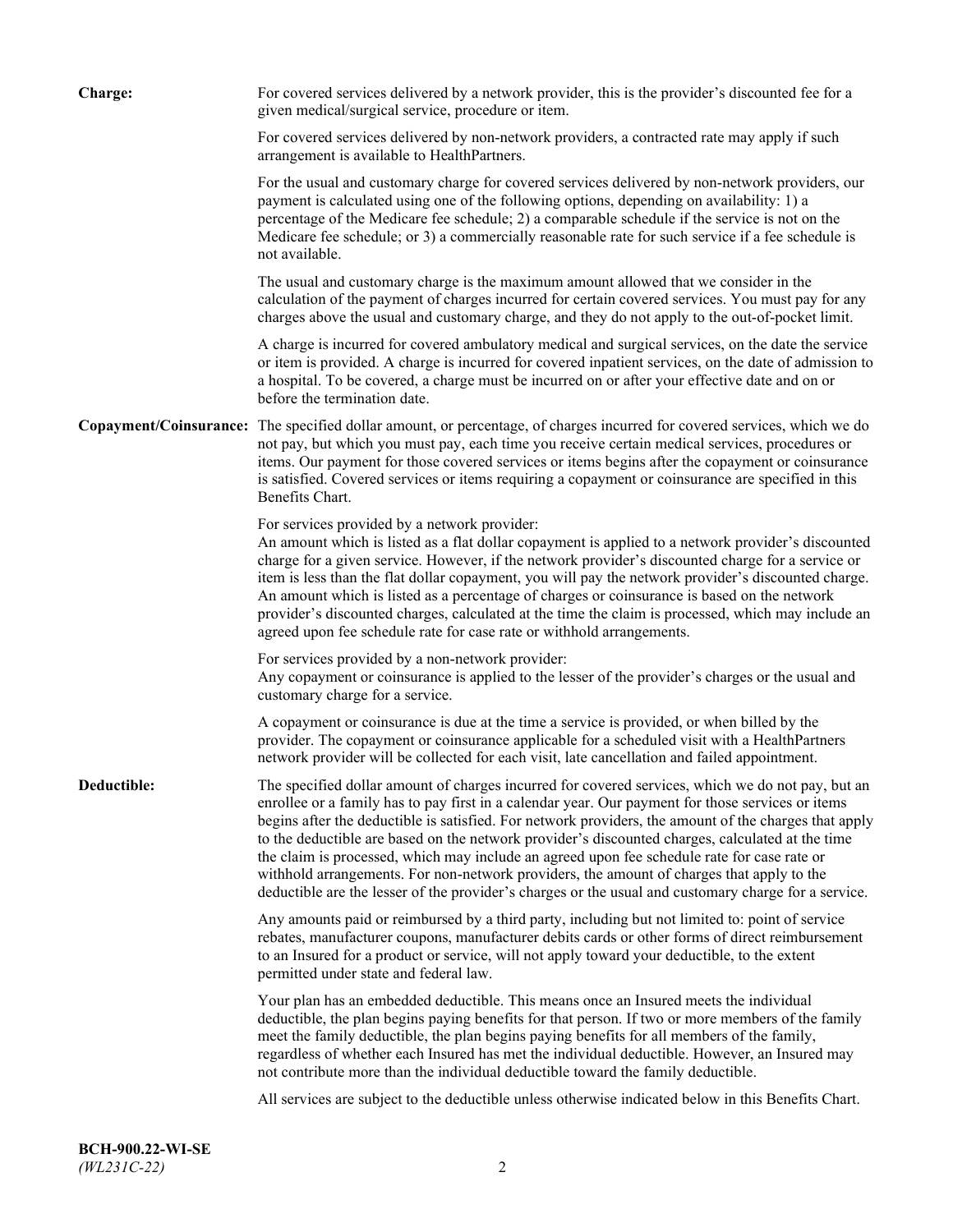**Charge:** For covered services delivered by a network provider, this is the provider's discounted fee for a given medical/surgical service, procedure or item.

For covered services delivered by non-network providers, a contracted rate may apply if such arrangement is available to HealthPartners.

For the usual and customary charge for covered services delivered by non-network providers, our payment is calculated using one of the following options, depending on availability: 1) a percentage of the Medicare fee schedule; 2) a comparable schedule if the service is not on the Medicare fee schedule; or 3) a commercially reasonable rate for such service if a fee schedule is not available.

The usual and customary charge is the maximum amount allowed that we consider in the calculation of the payment of charges incurred for certain covered services. You must pay for any charges above the usual and customary charge, and they do not apply to the out-of-pocket limit.

A charge is incurred for covered ambulatory medical and surgical services, on the date the service or item is provided. A charge is incurred for covered inpatient services, on the date of admission to a hospital. To be covered, a charge must be incurred on or after your effective date and on or before the termination date.

**Copayment/Coinsurance:** The specified dollar amount, or percentage, of charges incurred for covered services, which we do not pay, but which you must pay, each time you receive certain medical services, procedures or items. Our payment for those covered services or items begins after the copayment or coinsurance is satisfied. Covered services or items requiring a copayment or coinsurance are specified in this Benefits Chart.

For services provided by a network provider:
An amount which is listed as a flat dollar copayment is applied to a network provider's discounted charge for a given service. However, if the network provider's discounted charge for a service or item is less than the flat dollar copayment, you will pay the network provider's discounted charge. An amount which is listed as a percentage of charges or coinsurance is based on the network provider's discounted charges, calculated at the time the claim is processed, which may include an agreed upon fee schedule rate for case rate or withhold arrangements.

For services provided by a non-network provider:
Any copayment or coinsurance is applied to the lesser of the provider's charges or the usual and customary charge for a service.

A copayment or coinsurance is due at the time a service is provided, or when billed by the provider. The copayment or coinsurance applicable for a scheduled visit with a HealthPartners network provider will be collected for each visit, late cancellation and failed appointment.

**Deductible:** The specified dollar amount of charges incurred for covered services, which we do not pay, but an enrollee or a family has to pay first in a calendar year. Our payment for those services or items begins after the deductible is satisfied. For network providers, the amount of the charges that apply to the deductible are based on the network provider's discounted charges, calculated at the time the claim is processed, which may include an agreed upon fee schedule rate for case rate or withhold arrangements. For non-network providers, the amount of charges that apply to the deductible are the lesser of the provider's charges or the usual and customary charge for a service.

Any amounts paid or reimbursed by a third party, including but not limited to: point of service rebates, manufacturer coupons, manufacturer debits cards or other forms of direct reimbursement to an Insured for a product or service, will not apply toward your deductible, to the extent permitted under state and federal law.

Your plan has an embedded deductible. This means once an Insured meets the individual deductible, the plan begins paying benefits for that person. If two or more members of the family meet the family deductible, the plan begins paying benefits for all members of the family, regardless of whether each Insured has met the individual deductible. However, an Insured may not contribute more than the individual deductible toward the family deductible.

All services are subject to the deductible unless otherwise indicated below in this Benefits Chart.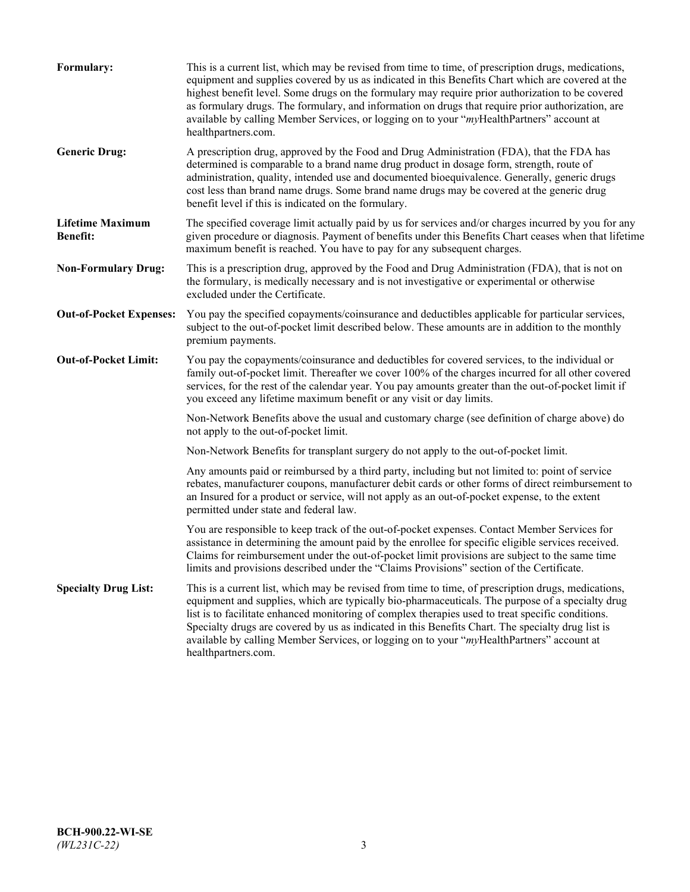**Formulary:** This is a current list, which may be revised from time to time, of prescription drugs, medications, equipment and supplies covered by us as indicated in this Benefits Chart which are covered at the highest benefit level. Some drugs on the formulary may require prior authorization to be covered as formulary drugs. The formulary, and information on drugs that require prior authorization, are available by calling Member Services, or logging on to your "*my*HealthPartners" account at healthpartners.com.

**Generic Drug:** A prescription drug, approved by the Food and Drug Administration (FDA), that the FDA has determined is comparable to a brand name drug product in dosage form, strength, route of administration, quality, intended use and documented bioequivalence. Generally, generic drugs cost less than brand name drugs. Some brand name drugs may be covered at the generic drug benefit level if this is indicated on the formulary.

**Lifetime Maximum Benefit:** The specified coverage limit actually paid by us for services and/or charges incurred by you for any given procedure or diagnosis. Payment of benefits under this Benefits Chart ceases when that lifetime maximum benefit is reached. You have to pay for any subsequent charges.

**Non-Formulary Drug:** This is a prescription drug, approved by the Food and Drug Administration (FDA), that is not on the formulary, is medically necessary and is not investigative or experimental or otherwise excluded under the Certificate.

**Out-of-Pocket Expenses:** You pay the specified copayments/coinsurance and deductibles applicable for particular services, subject to the out-of-pocket limit described below. These amounts are in addition to the monthly premium payments.

**Out-of-Pocket Limit:** You pay the copayments/coinsurance and deductibles for covered services, to the individual or family out-of-pocket limit. Thereafter we cover 100% of the charges incurred for all other covered services, for the rest of the calendar year. You pay amounts greater than the out-of-pocket limit if you exceed any lifetime maximum benefit or any visit or day limits.

Non-Network Benefits above the usual and customary charge (see definition of charge above) do not apply to the out-of-pocket limit.

Non-Network Benefits for transplant surgery do not apply to the out-of-pocket limit.

Any amounts paid or reimbursed by a third party, including but not limited to: point of service rebates, manufacturer coupons, manufacturer debit cards or other forms of direct reimbursement to an Insured for a product or service, will not apply as an out-of-pocket expense, to the extent permitted under state and federal law.

You are responsible to keep track of the out-of-pocket expenses. Contact Member Services for assistance in determining the amount paid by the enrollee for specific eligible services received. Claims for reimbursement under the out-of-pocket limit provisions are subject to the same time limits and provisions described under the "Claims Provisions" section of the Certificate.

**Specialty Drug List:** This is a current list, which may be revised from time to time, of prescription drugs, medications, equipment and supplies, which are typically bio-pharmaceuticals. The purpose of a specialty drug list is to facilitate enhanced monitoring of complex therapies used to treat specific conditions. Specialty drugs are covered by us as indicated in this Benefits Chart. The specialty drug list is available by calling Member Services, or logging on to your "*my*HealthPartners" account at healthpartners.com.

**BCH-900.22-WI-SE**
*(WL231C-22)*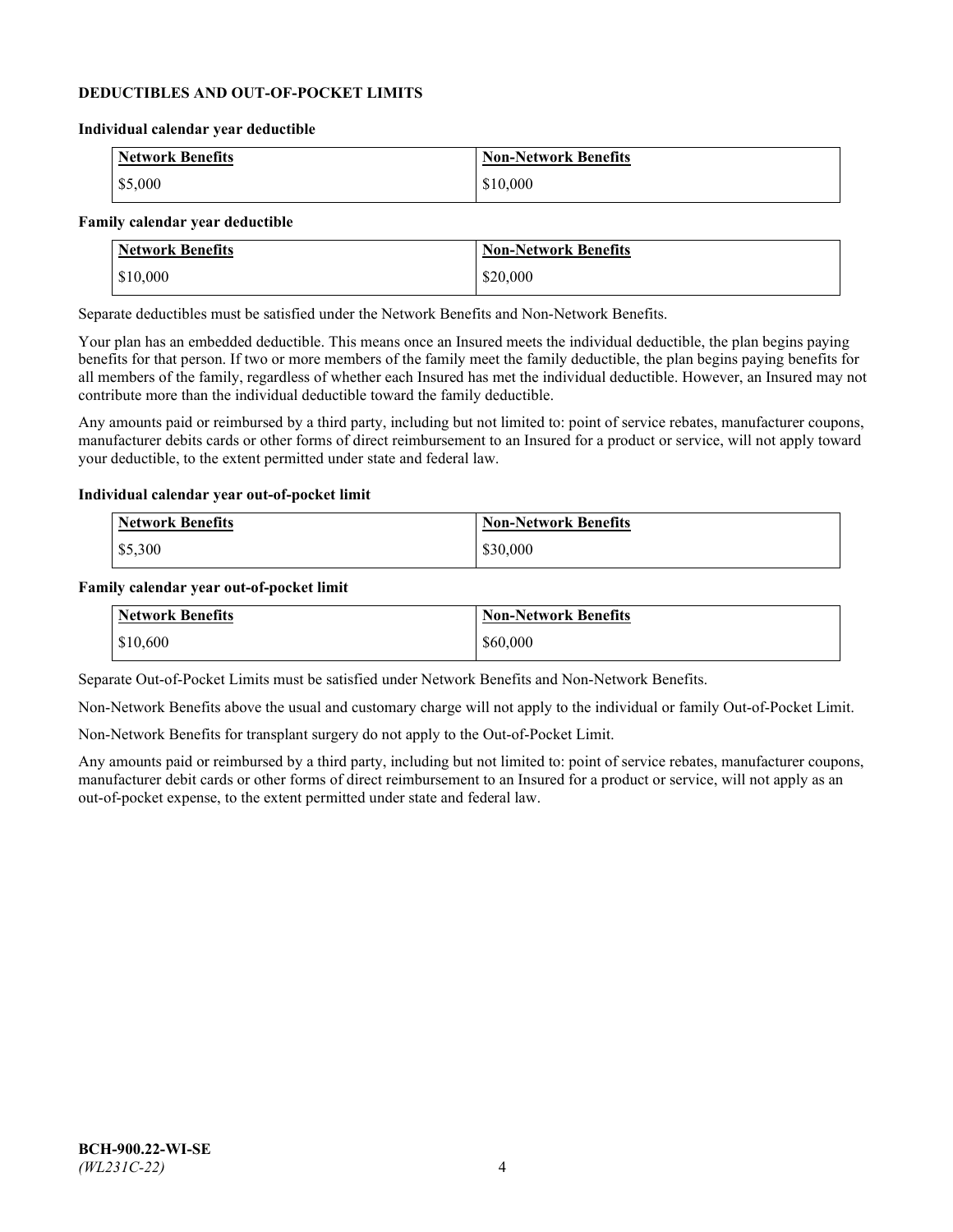### DEDUCTIBLES AND OUT-OF-POCKET LIMITS

**Individual calendar year deductible**

| Network Benefits | Non-Network Benefits |
| --- | --- |
| $5,000 | $10,000 |

**Family calendar year deductible**

| Network Benefits | Non-Network Benefits |
| --- | --- |
| $10,000 | $20,000 |

Separate deductibles must be satisfied under the Network Benefits and Non-Network Benefits.

Your plan has an embedded deductible. This means once an Insured meets the individual deductible, the plan begins paying benefits for that person. If two or more members of the family meet the family deductible, the plan begins paying benefits for all members of the family, regardless of whether each Insured has met the individual deductible. However, an Insured may not contribute more than the individual deductible toward the family deductible.

Any amounts paid or reimbursed by a third party, including but not limited to: point of service rebates, manufacturer coupons, manufacturer debits cards or other forms of direct reimbursement to an Insured for a product or service, will not apply toward your deductible, to the extent permitted under state and federal law.

**Individual calendar year out-of-pocket limit**

| Network Benefits | Non-Network Benefits |
| --- | --- |
| $5,300 | $30,000 |

**Family calendar year out-of-pocket limit**

| Network Benefits | Non-Network Benefits |
| --- | --- |
| $10,600 | $60,000 |

Separate Out-of-Pocket Limits must be satisfied under Network Benefits and Non-Network Benefits.

Non-Network Benefits above the usual and customary charge will not apply to the individual or family Out-of-Pocket Limit.

Non-Network Benefits for transplant surgery do not apply to the Out-of-Pocket Limit.

Any amounts paid or reimbursed by a third party, including but not limited to: point of service rebates, manufacturer coupons, manufacturer debit cards or other forms of direct reimbursement to an Insured for a product or service, will not apply as an out-of-pocket expense, to the extent permitted under state and federal law.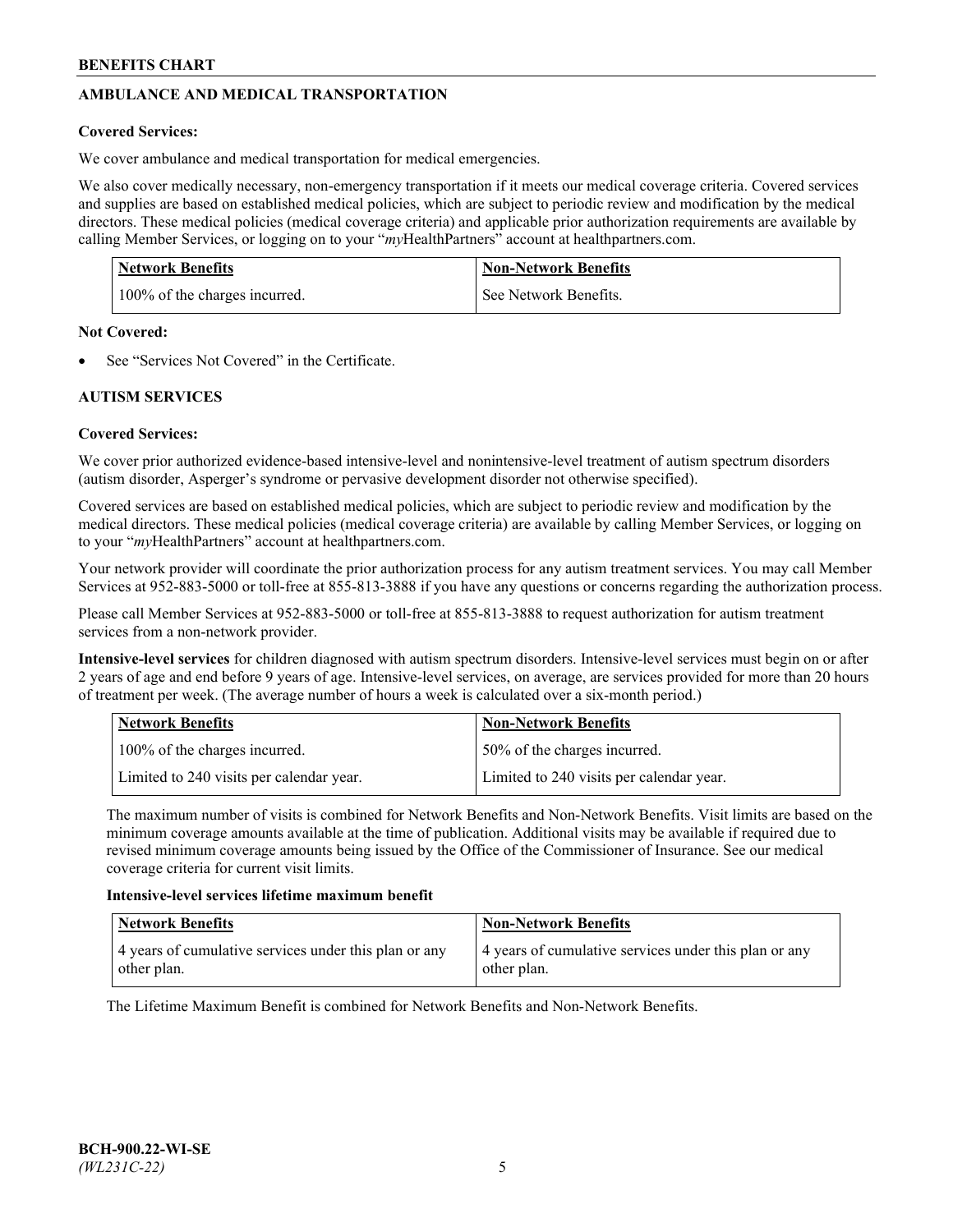## AMBULANCE AND MEDICAL TRANSPORTATION

**Covered Services:**

We cover ambulance and medical transportation for medical emergencies.

We also cover medically necessary, non-emergency transportation if it meets our medical coverage criteria. Covered services and supplies are based on established medical policies, which are subject to periodic review and modification by the medical directors. These medical policies (medical coverage criteria) and applicable prior authorization requirements are available by calling Member Services, or logging on to your "*my*HealthPartners" account at healthpartners.com.

| Network Benefits | Non-Network Benefits |
| --- | --- |
| 100% of the charges incurred. | See Network Benefits. |

**Not Covered:**

- See "Services Not Covered" in the Certificate.

## AUTISM SERVICES

**Covered Services:**

We cover prior authorized evidence-based intensive-level and nonintensive-level treatment of autism spectrum disorders (autism disorder, Asperger's syndrome or pervasive development disorder not otherwise specified).

Covered services are based on established medical policies, which are subject to periodic review and modification by the medical directors. These medical policies (medical coverage criteria) are available by calling Member Services, or logging on to your "*my*HealthPartners" account at healthpartners.com.

Your network provider will coordinate the prior authorization process for any autism treatment services. You may call Member Services at 952-883-5000 or toll-free at 855-813-3888 if you have any questions or concerns regarding the authorization process.

Please call Member Services at 952-883-5000 or toll-free at 855-813-3888 to request authorization for autism treatment services from a non-network provider.

**Intensive-level services** for children diagnosed with autism spectrum disorders. Intensive-level services must begin on or after 2 years of age and end before 9 years of age. Intensive-level services, on average, are services provided for more than 20 hours of treatment per week. (The average number of hours a week is calculated over a six-month period.)

| Network Benefits | Non-Network Benefits |
| --- | --- |
| 100% of the charges incurred. | 50% of the charges incurred. |
| Limited to 240 visits per calendar year. | Limited to 240 visits per calendar year. |

The maximum number of visits is combined for Network Benefits and Non-Network Benefits. Visit limits are based on the minimum coverage amounts available at the time of publication. Additional visits may be available if required due to revised minimum coverage amounts being issued by the Office of the Commissioner of Insurance. See our medical coverage criteria for current visit limits.

**Intensive-level services lifetime maximum benefit**

| Network Benefits | Non-Network Benefits |
| --- | --- |
| 4 years of cumulative services under this plan or any other plan. | 4 years of cumulative services under this plan or any other plan. |

The Lifetime Maximum Benefit is combined for Network Benefits and Non-Network Benefits.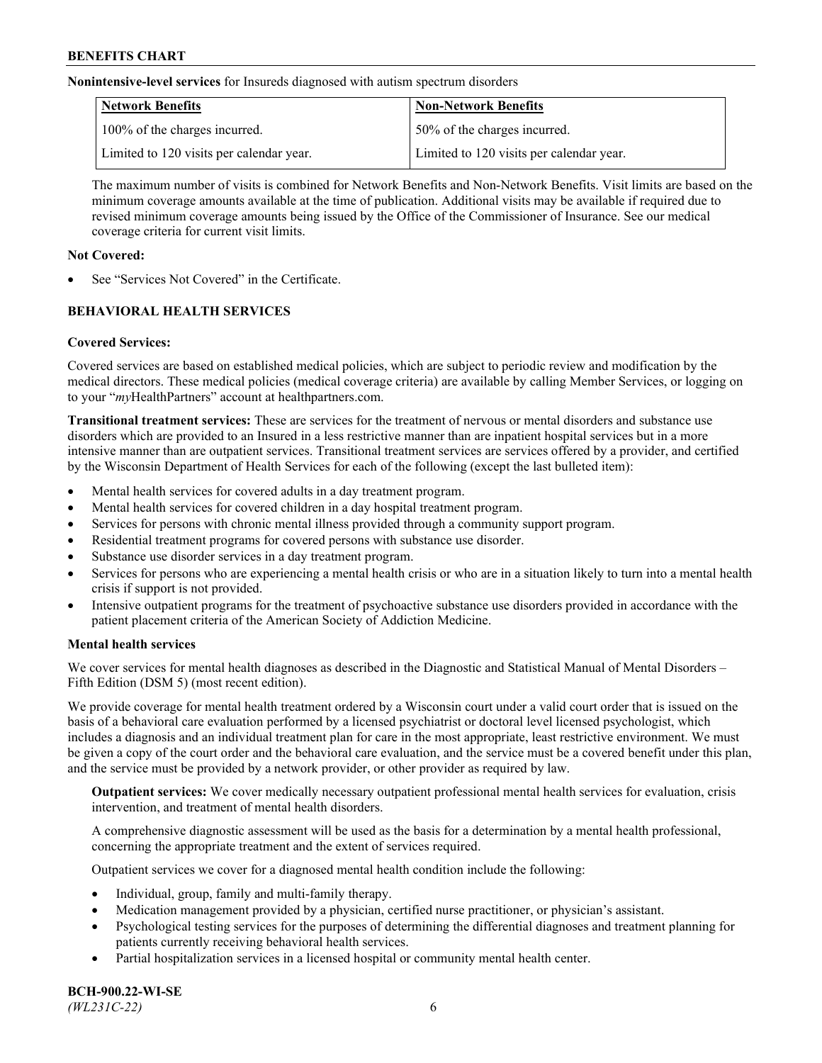**Nonintensive-level services** for Insureds diagnosed with autism spectrum disorders

| Network Benefits | Non-Network Benefits |
|---|---|
| 100% of the charges incurred. | 50% of the charges incurred. |
| Limited to 120 visits per calendar year. | Limited to 120 visits per calendar year. |

The maximum number of visits is combined for Network Benefits and Non-Network Benefits. Visit limits are based on the minimum coverage amounts available at the time of publication. Additional visits may be available if required due to revised minimum coverage amounts being issued by the Office of the Commissioner of Insurance. See our medical coverage criteria for current visit limits.

**Not Covered:**

- See "Services Not Covered" in the Certificate.

## BEHAVIORAL HEALTH SERVICES

**Covered Services:**

Covered services are based on established medical policies, which are subject to periodic review and modification by the medical directors. These medical policies (medical coverage criteria) are available by calling Member Services, or logging on to your "*my*HealthPartners" account at healthpartners.com.

**Transitional treatment services:** These are services for the treatment of nervous or mental disorders and substance use disorders which are provided to an Insured in a less restrictive manner than are inpatient hospital services but in a more intensive manner than are outpatient services. Transitional treatment services are services offered by a provider, and certified by the Wisconsin Department of Health Services for each of the following (except the last bulleted item):

- Mental health services for covered adults in a day treatment program.
- Mental health services for covered children in a day hospital treatment program.
- Services for persons with chronic mental illness provided through a community support program.
- Residential treatment programs for covered persons with substance use disorder.
- Substance use disorder services in a day treatment program.
- Services for persons who are experiencing a mental health crisis or who are in a situation likely to turn into a mental health crisis if support is not provided.
- Intensive outpatient programs for the treatment of psychoactive substance use disorders provided in accordance with the patient placement criteria of the American Society of Addiction Medicine.

**Mental health services**

We cover services for mental health diagnoses as described in the Diagnostic and Statistical Manual of Mental Disorders – Fifth Edition (DSM 5) (most recent edition).

We provide coverage for mental health treatment ordered by a Wisconsin court under a valid court order that is issued on the basis of a behavioral care evaluation performed by a licensed psychiatrist or doctoral level licensed psychologist, which includes a diagnosis and an individual treatment plan for care in the most appropriate, least restrictive environment. We must be given a copy of the court order and the behavioral care evaluation, and the service must be a covered benefit under this plan, and the service must be provided by a network provider, or other provider as required by law.

**Outpatient services:** We cover medically necessary outpatient professional mental health services for evaluation, crisis intervention, and treatment of mental health disorders.

A comprehensive diagnostic assessment will be used as the basis for a determination by a mental health professional, concerning the appropriate treatment and the extent of services required.

Outpatient services we cover for a diagnosed mental health condition include the following:

- Individual, group, family and multi-family therapy.
- Medication management provided by a physician, certified nurse practitioner, or physician's assistant.
- Psychological testing services for the purposes of determining the differential diagnoses and treatment planning for patients currently receiving behavioral health services.
- Partial hospitalization services in a licensed hospital or community mental health center.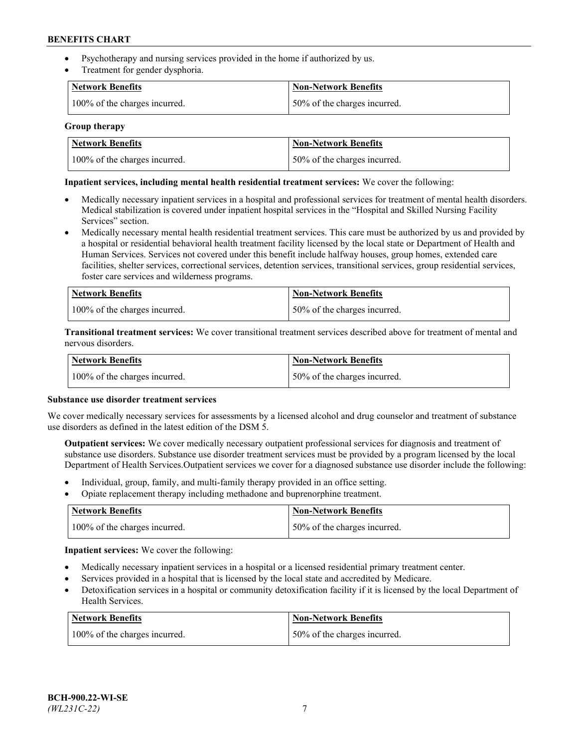- Psychotherapy and nursing services provided in the home if authorized by us.
- Treatment for gender dysphoria.

| Network Benefits | Non-Network Benefits |
| --- | --- |
| 100% of the charges incurred. | 50% of the charges incurred. |

**Group therapy**

| Network Benefits | Non-Network Benefits |
| --- | --- |
| 100% of the charges incurred. | 50% of the charges incurred. |

**Inpatient services, including mental health residential treatment services:** We cover the following:

- Medically necessary inpatient services in a hospital and professional services for treatment of mental health disorders. Medical stabilization is covered under inpatient hospital services in the "Hospital and Skilled Nursing Facility Services" section.
- Medically necessary mental health residential treatment services. This care must be authorized by us and provided by a hospital or residential behavioral health treatment facility licensed by the local state or Department of Health and Human Services. Services not covered under this benefit include halfway houses, group homes, extended care facilities, shelter services, correctional services, detention services, transitional services, group residential services, foster care services and wilderness programs.

| Network Benefits | Non-Network Benefits |
| --- | --- |
| 100% of the charges incurred. | 50% of the charges incurred. |

**Transitional treatment services:** We cover transitional treatment services described above for treatment of mental and nervous disorders.

| Network Benefits | Non-Network Benefits |
| --- | --- |
| 100% of the charges incurred. | 50% of the charges incurred. |

**Substance use disorder treatment services**

We cover medically necessary services for assessments by a licensed alcohol and drug counselor and treatment of substance use disorders as defined in the latest edition of the DSM 5.

**Outpatient services:** We cover medically necessary outpatient professional services for diagnosis and treatment of substance use disorders. Substance use disorder treatment services must be provided by a program licensed by the local Department of Health Services.Outpatient services we cover for a diagnosed substance use disorder include the following:

- Individual, group, family, and multi-family therapy provided in an office setting.
- Opiate replacement therapy including methadone and buprenorphine treatment.

| Network Benefits | Non-Network Benefits |
| --- | --- |
| 100% of the charges incurred. | 50% of the charges incurred. |

**Inpatient services:** We cover the following:

- Medically necessary inpatient services in a hospital or a licensed residential primary treatment center.
- Services provided in a hospital that is licensed by the local state and accredited by Medicare.
- Detoxification services in a hospital or community detoxification facility if it is licensed by the local Department of Health Services.

| Network Benefits | Non-Network Benefits |
| --- | --- |
| 100% of the charges incurred. | 50% of the charges incurred. |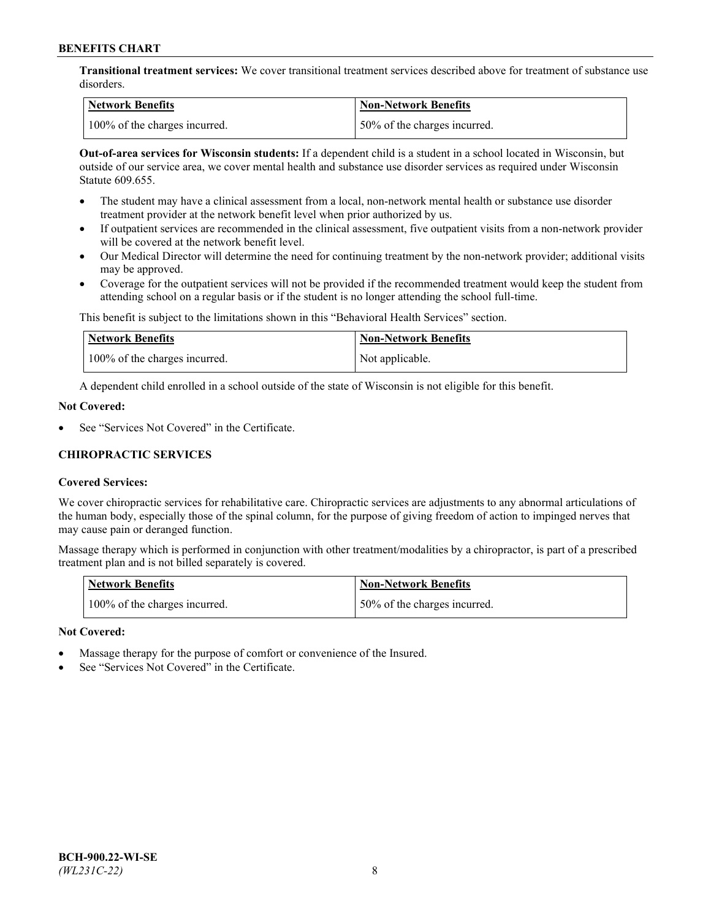**Transitional treatment services:** We cover transitional treatment services described above for treatment of substance use disorders.

| Network Benefits | Non-Network Benefits |
| --- | --- |
| 100% of the charges incurred. | 50% of the charges incurred. |

**Out-of-area services for Wisconsin students:** If a dependent child is a student in a school located in Wisconsin, but outside of our service area, we cover mental health and substance use disorder services as required under Wisconsin Statute 609.655.

- The student may have a clinical assessment from a local, non-network mental health or substance use disorder treatment provider at the network benefit level when prior authorized by us.
- If outpatient services are recommended in the clinical assessment, five outpatient visits from a non-network provider will be covered at the network benefit level.
- Our Medical Director will determine the need for continuing treatment by the non-network provider; additional visits may be approved.
- Coverage for the outpatient services will not be provided if the recommended treatment would keep the student from attending school on a regular basis or if the student is no longer attending the school full-time.

This benefit is subject to the limitations shown in this "Behavioral Health Services" section.

| Network Benefits | Non-Network Benefits |
| --- | --- |
| 100% of the charges incurred. | Not applicable. |

A dependent child enrolled in a school outside of the state of Wisconsin is not eligible for this benefit.

**Not Covered:**

- See "Services Not Covered" in the Certificate.

### CHIROPRACTIC SERVICES

**Covered Services:**

We cover chiropractic services for rehabilitative care. Chiropractic services are adjustments to any abnormal articulations of the human body, especially those of the spinal column, for the purpose of giving freedom of action to impinged nerves that may cause pain or deranged function.

Massage therapy which is performed in conjunction with other treatment/modalities by a chiropractor, is part of a prescribed treatment plan and is not billed separately is covered.

| Network Benefits | Non-Network Benefits |
| --- | --- |
| 100% of the charges incurred. | 50% of the charges incurred. |

**Not Covered:**

- Massage therapy for the purpose of comfort or convenience of the Insured.
- See "Services Not Covered" in the Certificate.

BCH-900.22-WI-SE
*(WL231C-22)*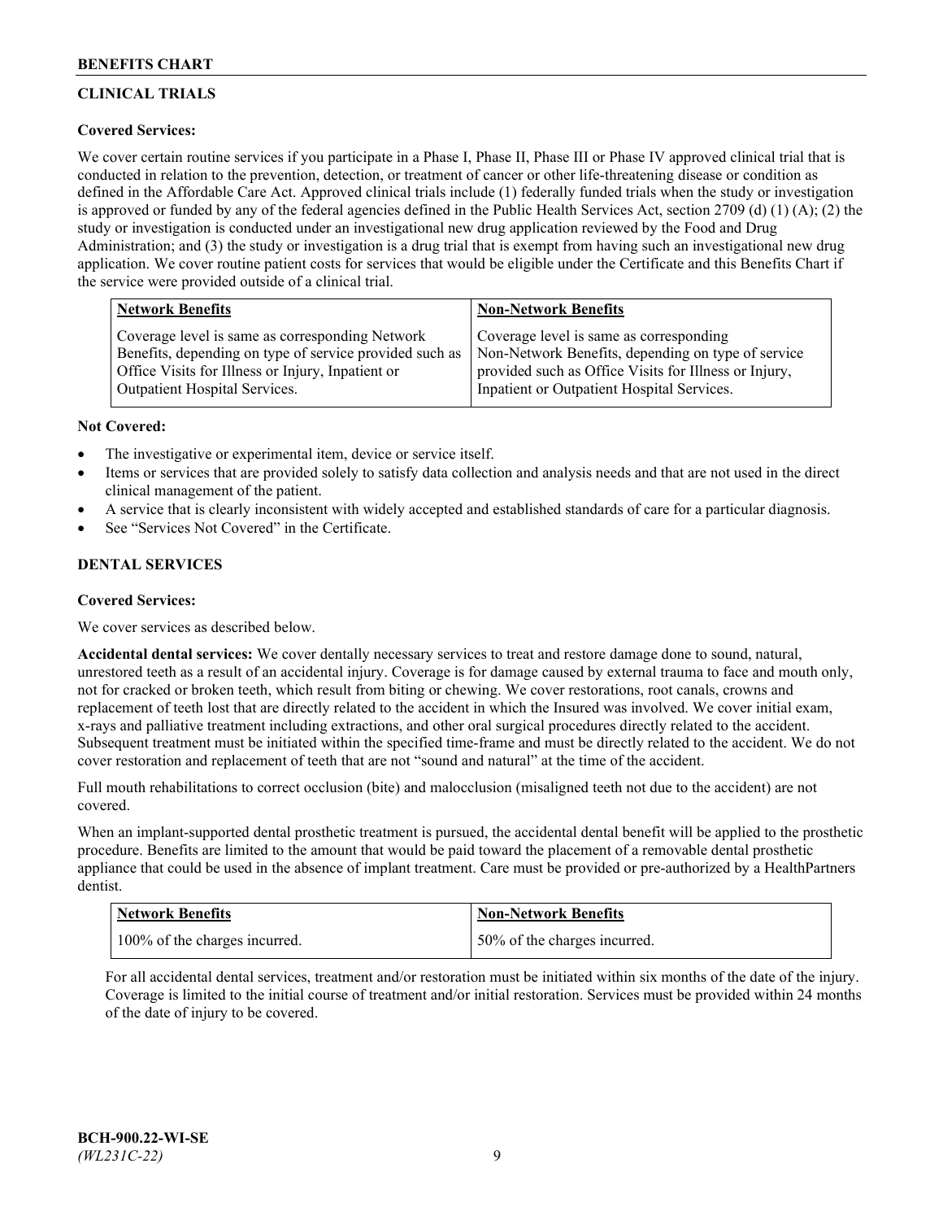## CLINICAL TRIALS

**Covered Services:**

We cover certain routine services if you participate in a Phase I, Phase II, Phase III or Phase IV approved clinical trial that is conducted in relation to the prevention, detection, or treatment of cancer or other life-threatening disease or condition as defined in the Affordable Care Act. Approved clinical trials include (1) federally funded trials when the study or investigation is approved or funded by any of the federal agencies defined in the Public Health Services Act, section 2709 (d) (1) (A); (2) the study or investigation is conducted under an investigational new drug application reviewed by the Food and Drug Administration; and (3) the study or investigation is a drug trial that is exempt from having such an investigational new drug application. We cover routine patient costs for services that would be eligible under the Certificate and this Benefits Chart if the service were provided outside of a clinical trial.

| Network Benefits | Non-Network Benefits |
|---|---|
| Coverage level is same as corresponding Network Benefits, depending on type of service provided such as Office Visits for Illness or Injury, Inpatient or Outpatient Hospital Services. | Coverage level is same as corresponding Non-Network Benefits, depending on type of service provided such as Office Visits for Illness or Injury, Inpatient or Outpatient Hospital Services. |

**Not Covered:**

- The investigative or experimental item, device or service itself.
- Items or services that are provided solely to satisfy data collection and analysis needs and that are not used in the direct clinical management of the patient.
- A service that is clearly inconsistent with widely accepted and established standards of care for a particular diagnosis.
- See "Services Not Covered" in the Certificate.

## DENTAL SERVICES

**Covered Services:**

We cover services as described below.

**Accidental dental services:** We cover dentally necessary services to treat and restore damage done to sound, natural, unrestored teeth as a result of an accidental injury. Coverage is for damage caused by external trauma to face and mouth only, not for cracked or broken teeth, which result from biting or chewing. We cover restorations, root canals, crowns and replacement of teeth lost that are directly related to the accident in which the Insured was involved. We cover initial exam, x-rays and palliative treatment including extractions, and other oral surgical procedures directly related to the accident. Subsequent treatment must be initiated within the specified time-frame and must be directly related to the accident. We do not cover restoration and replacement of teeth that are not "sound and natural" at the time of the accident.

Full mouth rehabilitations to correct occlusion (bite) and malocclusion (misaligned teeth not due to the accident) are not covered.

When an implant-supported dental prosthetic treatment is pursued, the accidental dental benefit will be applied to the prosthetic procedure. Benefits are limited to the amount that would be paid toward the placement of a removable dental prosthetic appliance that could be used in the absence of implant treatment. Care must be provided or pre-authorized by a HealthPartners dentist.

| Network Benefits | Non-Network Benefits |
|---|---|
| 100% of the charges incurred. | 50% of the charges incurred. |

For all accidental dental services, treatment and/or restoration must be initiated within six months of the date of the injury. Coverage is limited to the initial course of treatment and/or initial restoration. Services must be provided within 24 months of the date of injury to be covered.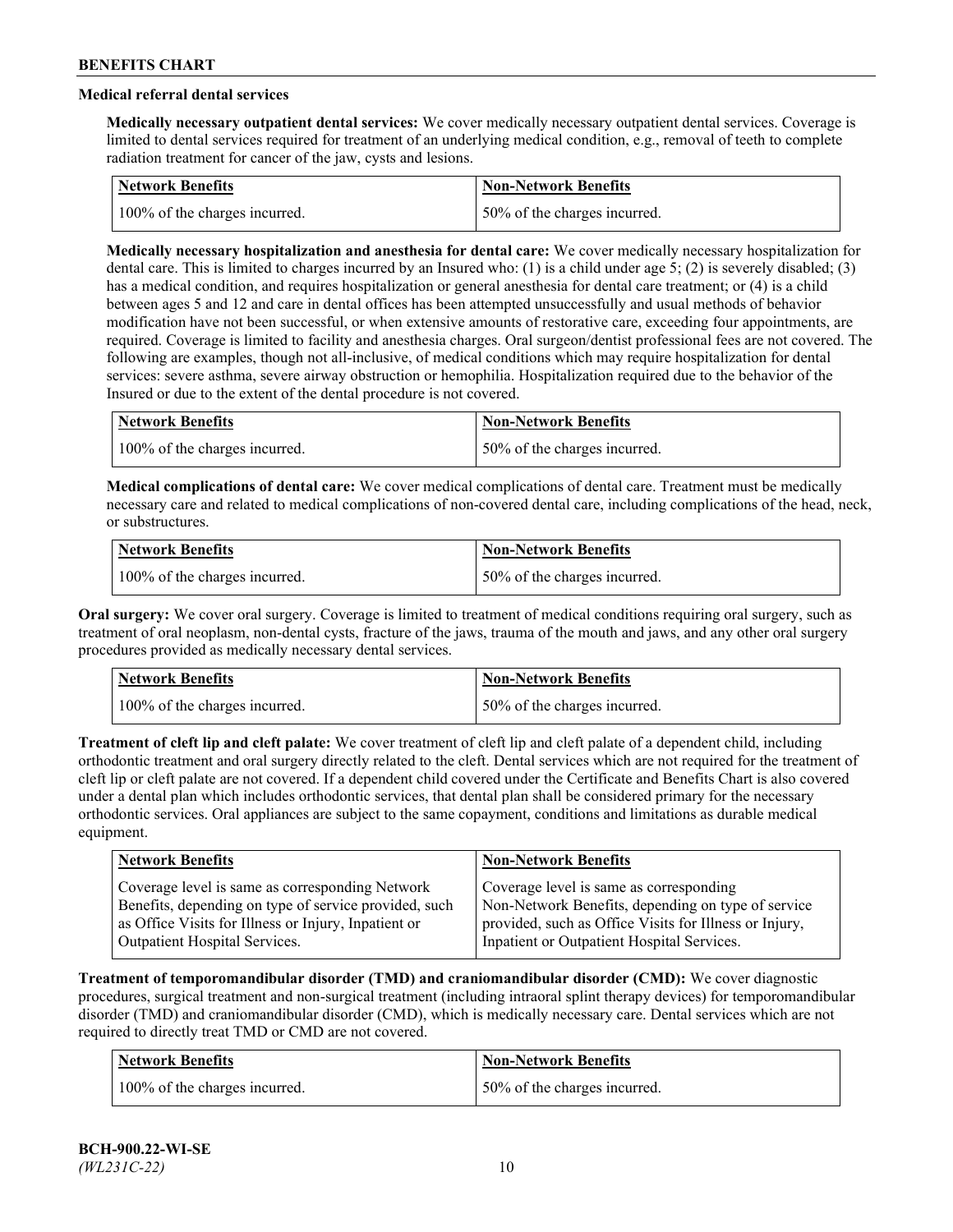### Medical referral dental services

**Medically necessary outpatient dental services:** We cover medically necessary outpatient dental services. Coverage is limited to dental services required for treatment of an underlying medical condition, e.g., removal of teeth to complete radiation treatment for cancer of the jaw, cysts and lesions.

| Network Benefits | Non-Network Benefits |
| --- | --- |
| 100% of the charges incurred. | 50% of the charges incurred. |

**Medically necessary hospitalization and anesthesia for dental care:** We cover medically necessary hospitalization for dental care. This is limited to charges incurred by an Insured who: (1) is a child under age 5; (2) is severely disabled; (3) has a medical condition, and requires hospitalization or general anesthesia for dental care treatment; or (4) is a child between ages 5 and 12 and care in dental offices has been attempted unsuccessfully and usual methods of behavior modification have not been successful, or when extensive amounts of restorative care, exceeding four appointments, are required. Coverage is limited to facility and anesthesia charges. Oral surgeon/dentist professional fees are not covered. The following are examples, though not all-inclusive, of medical conditions which may require hospitalization for dental services: severe asthma, severe airway obstruction or hemophilia. Hospitalization required due to the behavior of the Insured or due to the extent of the dental procedure is not covered.

| Network Benefits | Non-Network Benefits |
| --- | --- |
| 100% of the charges incurred. | 50% of the charges incurred. |

**Medical complications of dental care:** We cover medical complications of dental care. Treatment must be medically necessary care and related to medical complications of non-covered dental care, including complications of the head, neck, or substructures.

| Network Benefits | Non-Network Benefits |
| --- | --- |
| 100% of the charges incurred. | 50% of the charges incurred. |

**Oral surgery:** We cover oral surgery. Coverage is limited to treatment of medical conditions requiring oral surgery, such as treatment of oral neoplasm, non-dental cysts, fracture of the jaws, trauma of the mouth and jaws, and any other oral surgery procedures provided as medically necessary dental services.

| Network Benefits | Non-Network Benefits |
| --- | --- |
| 100% of the charges incurred. | 50% of the charges incurred. |

**Treatment of cleft lip and cleft palate:** We cover treatment of cleft lip and cleft palate of a dependent child, including orthodontic treatment and oral surgery directly related to the cleft. Dental services which are not required for the treatment of cleft lip or cleft palate are not covered. If a dependent child covered under the Certificate and Benefits Chart is also covered under a dental plan which includes orthodontic services, that dental plan shall be considered primary for the necessary orthodontic services. Oral appliances are subject to the same copayment, conditions and limitations as durable medical equipment.

| Network Benefits | Non-Network Benefits |
| --- | --- |
| Coverage level is same as corresponding Network Benefits, depending on type of service provided, such as Office Visits for Illness or Injury, Inpatient or Outpatient Hospital Services. | Coverage level is same as corresponding Non-Network Benefits, depending on type of service provided, such as Office Visits for Illness or Injury, Inpatient or Outpatient Hospital Services. |

**Treatment of temporomandibular disorder (TMD) and craniomandibular disorder (CMD):** We cover diagnostic procedures, surgical treatment and non-surgical treatment (including intraoral splint therapy devices) for temporomandibular disorder (TMD) and craniomandibular disorder (CMD), which is medically necessary care. Dental services which are not required to directly treat TMD or CMD are not covered.

| Network Benefits | Non-Network Benefits |
| --- | --- |
| 100% of the charges incurred. | 50% of the charges incurred. |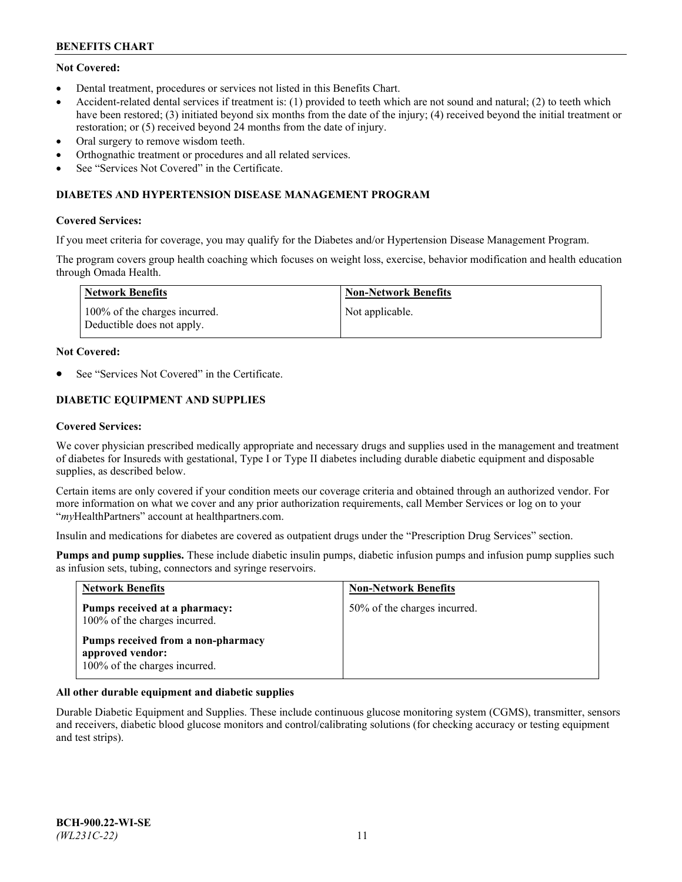**Not Covered:**

- Dental treatment, procedures or services not listed in this Benefits Chart.
- Accident-related dental services if treatment is: (1) provided to teeth which are not sound and natural; (2) to teeth which have been restored; (3) initiated beyond six months from the date of the injury; (4) received beyond the initial treatment or restoration; or (5) received beyond 24 months from the date of injury.
- Oral surgery to remove wisdom teeth.
- Orthognathic treatment or procedures and all related services.
- See "Services Not Covered" in the Certificate.

### DIABETES AND HYPERTENSION DISEASE MANAGEMENT PROGRAM

**Covered Services:**

If you meet criteria for coverage, you may qualify for the Diabetes and/or Hypertension Disease Management Program.

The program covers group health coaching which focuses on weight loss, exercise, behavior modification and health education through Omada Health.

| Network Benefits | Non-Network Benefits |
|---|---|
| 100% of the charges incurred. Deductible does not apply. | Not applicable. |

**Not Covered:**

- See "Services Not Covered" in the Certificate.

### DIABETIC EQUIPMENT AND SUPPLIES

**Covered Services:**

We cover physician prescribed medically appropriate and necessary drugs and supplies used in the management and treatment of diabetes for Insureds with gestational, Type I or Type II diabetes including durable diabetic equipment and disposable supplies, as described below.

Certain items are only covered if your condition meets our coverage criteria and obtained through an authorized vendor. For more information on what we cover and any prior authorization requirements, call Member Services or log on to your "*my*HealthPartners" account at healthpartners.com.

Insulin and medications for diabetes are covered as outpatient drugs under the "Prescription Drug Services" section.

**Pumps and pump supplies.** These include diabetic insulin pumps, diabetic infusion pumps and infusion pump supplies such as infusion sets, tubing, connectors and syringe reservoirs.

| Network Benefits | Non-Network Benefits |
|---|---|
| **Pumps received at a pharmacy:** 100% of the charges incurred.<br>**Pumps received from a non-pharmacy approved vendor:** 100% of the charges incurred. | 50% of the charges incurred. |

**All other durable equipment and diabetic supplies**

Durable Diabetic Equipment and Supplies. These include continuous glucose monitoring system (CGMS), transmitter, sensors and receivers, diabetic blood glucose monitors and control/calibrating solutions (for checking accuracy or testing equipment and test strips).

**BCH-900.22-WI-SE**
*(WL231C-22)*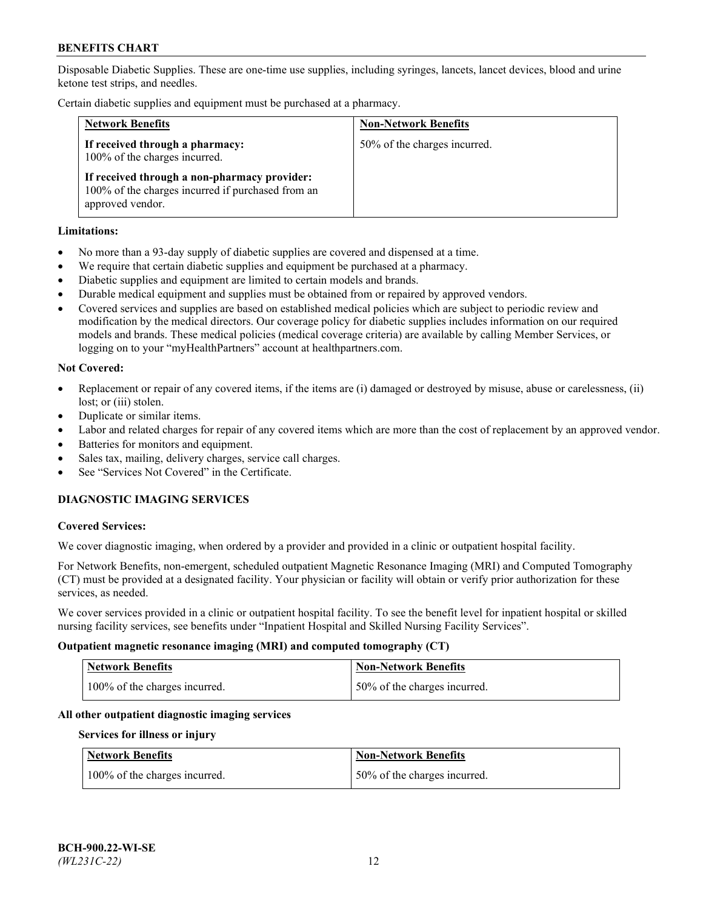Disposable Diabetic Supplies. These are one-time use supplies, including syringes, lancets, lancet devices, blood and urine ketone test strips, and needles.

Certain diabetic supplies and equipment must be purchased at a pharmacy.

| Network Benefits | Non-Network Benefits |
| --- | --- |
| **If received through a pharmacy:** 100% of the charges incurred. **If received through a non-pharmacy provider:** 100% of the charges incurred if purchased from an approved vendor. | 50% of the charges incurred. |

**Limitations:**

- No more than a 93-day supply of diabetic supplies are covered and dispensed at a time.
- We require that certain diabetic supplies and equipment be purchased at a pharmacy.
- Diabetic supplies and equipment are limited to certain models and brands.
- Durable medical equipment and supplies must be obtained from or repaired by approved vendors.
- Covered services and supplies are based on established medical policies which are subject to periodic review and modification by the medical directors. Our coverage policy for diabetic supplies includes information on our required models and brands. These medical policies (medical coverage criteria) are available by calling Member Services, or logging on to your "myHealthPartners" account at healthpartners.com.

**Not Covered:**

- Replacement or repair of any covered items, if the items are (i) damaged or destroyed by misuse, abuse or carelessness, (ii) lost; or (iii) stolen.
- Duplicate or similar items.
- Labor and related charges for repair of any covered items which are more than the cost of replacement by an approved vendor.
- Batteries for monitors and equipment.
- Sales tax, mailing, delivery charges, service call charges.
- See "Services Not Covered" in the Certificate.

## DIAGNOSTIC IMAGING SERVICES

**Covered Services:**

We cover diagnostic imaging, when ordered by a provider and provided in a clinic or outpatient hospital facility.

For Network Benefits, non-emergent, scheduled outpatient Magnetic Resonance Imaging (MRI) and Computed Tomography (CT) must be provided at a designated facility. Your physician or facility will obtain or verify prior authorization for these services, as needed.

We cover services provided in a clinic or outpatient hospital facility. To see the benefit level for inpatient hospital or skilled nursing facility services, see benefits under "Inpatient Hospital and Skilled Nursing Facility Services".

**Outpatient magnetic resonance imaging (MRI) and computed tomography (CT)**

| Network Benefits | Non-Network Benefits |
| --- | --- |
| 100% of the charges incurred. | 50% of the charges incurred. |

**All other outpatient diagnostic imaging services**

**Services for illness or injury**

| Network Benefits | Non-Network Benefits |
| --- | --- |
| 100% of the charges incurred. | 50% of the charges incurred. |

**BCH-900.22-WI-SE**
*(WL231C-22)*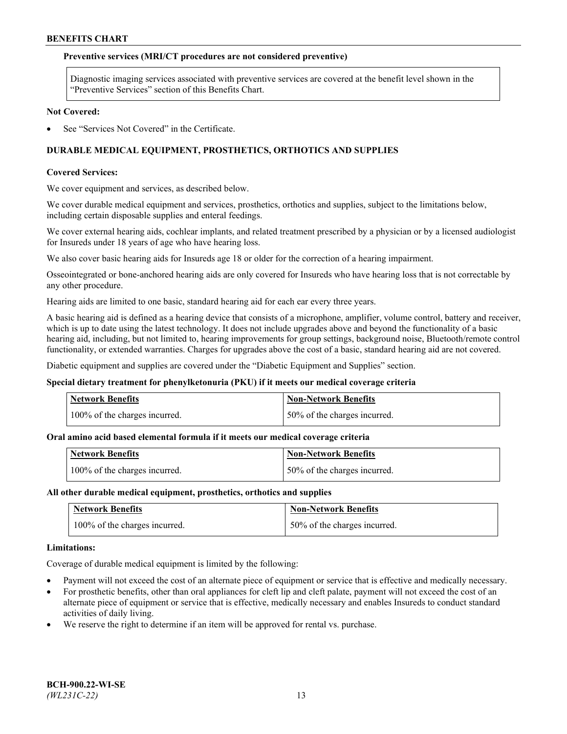**Preventive services (MRI/CT procedures are not considered preventive)**

| Diagnostic imaging services associated with preventive services are covered at the benefit level shown in the "Preventive Services" section of this Benefits Chart. |
| --- |

**Not Covered:**

- See "Services Not Covered" in the Certificate.

## DURABLE MEDICAL EQUIPMENT, PROSTHETICS, ORTHOTICS AND SUPPLIES

**Covered Services:**

We cover equipment and services, as described below.

We cover durable medical equipment and services, prosthetics, orthotics and supplies, subject to the limitations below, including certain disposable supplies and enteral feedings.

We cover external hearing aids, cochlear implants, and related treatment prescribed by a physician or by a licensed audiologist for Insureds under 18 years of age who have hearing loss.

We also cover basic hearing aids for Insureds age 18 or older for the correction of a hearing impairment.

Osseointegrated or bone-anchored hearing aids are only covered for Insureds who have hearing loss that is not correctable by any other procedure.

Hearing aids are limited to one basic, standard hearing aid for each ear every three years.

A basic hearing aid is defined as a hearing device that consists of a microphone, amplifier, volume control, battery and receiver, which is up to date using the latest technology. It does not include upgrades above and beyond the functionality of a basic hearing aid, including, but not limited to, hearing improvements for group settings, background noise, Bluetooth/remote control functionality, or extended warranties. Charges for upgrades above the cost of a basic, standard hearing aid are not covered.

Diabetic equipment and supplies are covered under the "Diabetic Equipment and Supplies" section.

**Special dietary treatment for phenylketonuria (PKU) if it meets our medical coverage criteria**

| Network Benefits | Non-Network Benefits |
| --- | --- |
| 100% of the charges incurred. | 50% of the charges incurred. |

**Oral amino acid based elemental formula if it meets our medical coverage criteria**

| Network Benefits | Non-Network Benefits |
| --- | --- |
| 100% of the charges incurred. | 50% of the charges incurred. |

**All other durable medical equipment, prosthetics, orthotics and supplies**

| Network Benefits | Non-Network Benefits |
| --- | --- |
| 100% of the charges incurred. | 50% of the charges incurred. |

**Limitations:**

Coverage of durable medical equipment is limited by the following:

- Payment will not exceed the cost of an alternate piece of equipment or service that is effective and medically necessary.
- For prosthetic benefits, other than oral appliances for cleft lip and cleft palate, payment will not exceed the cost of an alternate piece of equipment or service that is effective, medically necessary and enables Insureds to conduct standard activities of daily living.
- We reserve the right to determine if an item will be approved for rental vs. purchase.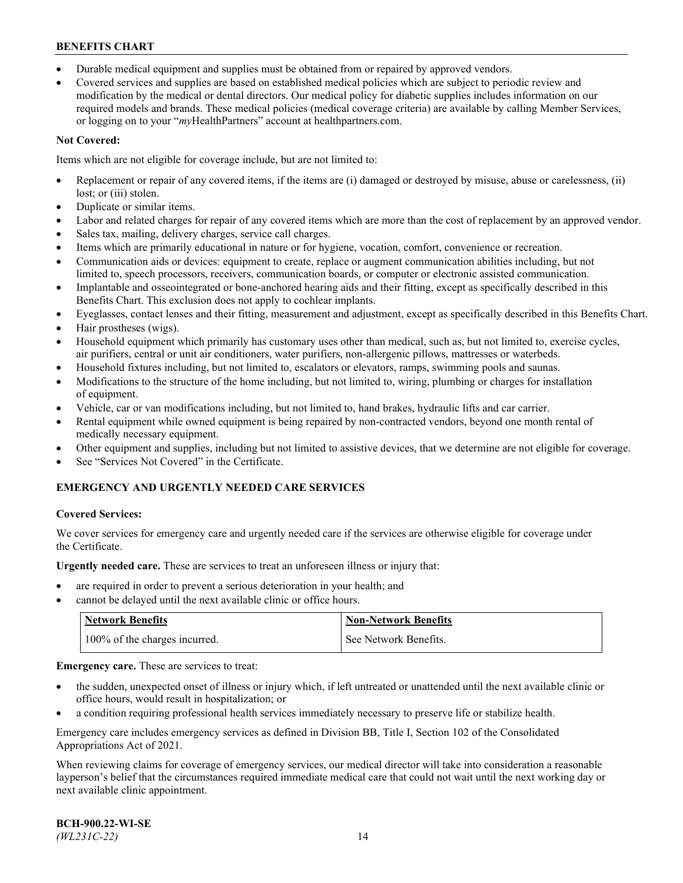- Durable medical equipment and supplies must be obtained from or repaired by approved vendors.
- Covered services and supplies are based on established medical policies which are subject to periodic review and modification by the medical or dental directors. Our medical policy for diabetic supplies includes information on our required models and brands. These medical policies (medical coverage criteria) are available by calling Member Services, or logging on to your "*my*HealthPartners" account at healthpartners.com.

**Not Covered:**

Items which are not eligible for coverage include, but are not limited to:

- Replacement or repair of any covered items, if the items are (i) damaged or destroyed by misuse, abuse or carelessness, (ii) lost; or (iii) stolen.
- Duplicate or similar items.
- Labor and related charges for repair of any covered items which are more than the cost of replacement by an approved vendor.
- Sales tax, mailing, delivery charges, service call charges.
- Items which are primarily educational in nature or for hygiene, vocation, comfort, convenience or recreation.
- Communication aids or devices: equipment to create, replace or augment communication abilities including, but not limited to, speech processors, receivers, communication boards, or computer or electronic assisted communication.
- Implantable and osseointegrated or bone-anchored hearing aids and their fitting, except as specifically described in this Benefits Chart. This exclusion does not apply to cochlear implants.
- Eyeglasses, contact lenses and their fitting, measurement and adjustment, except as specifically described in this Benefits Chart.
- Hair prostheses (wigs).
- Household equipment which primarily has customary uses other than medical, such as, but not limited to, exercise cycles, air purifiers, central or unit air conditioners, water purifiers, non-allergenic pillows, mattresses or waterbeds.
- Household fixtures including, but not limited to, escalators or elevators, ramps, swimming pools and saunas.
- Modifications to the structure of the home including, but not limited to, wiring, plumbing or charges for installation of equipment.
- Vehicle, car or van modifications including, but not limited to, hand brakes, hydraulic lifts and car carrier.
- Rental equipment while owned equipment is being repaired by non-contracted vendors, beyond one month rental of medically necessary equipment.
- Other equipment and supplies, including but not limited to assistive devices, that we determine are not eligible for coverage.
- See "Services Not Covered" in the Certificate.

## EMERGENCY AND URGENTLY NEEDED CARE SERVICES

**Covered Services:**

We cover services for emergency care and urgently needed care if the services are otherwise eligible for coverage under the Certificate.

**Urgently needed care.** These are services to treat an unforeseen illness or injury that:

- are required in order to prevent a serious deterioration in your health; and
- cannot be delayed until the next available clinic or office hours.

| Network Benefits | Non-Network Benefits |
|---|---|
| 100% of the charges incurred. | See Network Benefits. |

**Emergency care.** These are services to treat:

- the sudden, unexpected onset of illness or injury which, if left untreated or unattended until the next available clinic or office hours, would result in hospitalization; or
- a condition requiring professional health services immediately necessary to preserve life or stabilize health.

Emergency care includes emergency services as defined in Division BB, Title I, Section 102 of the Consolidated Appropriations Act of 2021.

When reviewing claims for coverage of emergency services, our medical director will take into consideration a reasonable layperson's belief that the circumstances required immediate medical care that could not wait until the next working day or next available clinic appointment.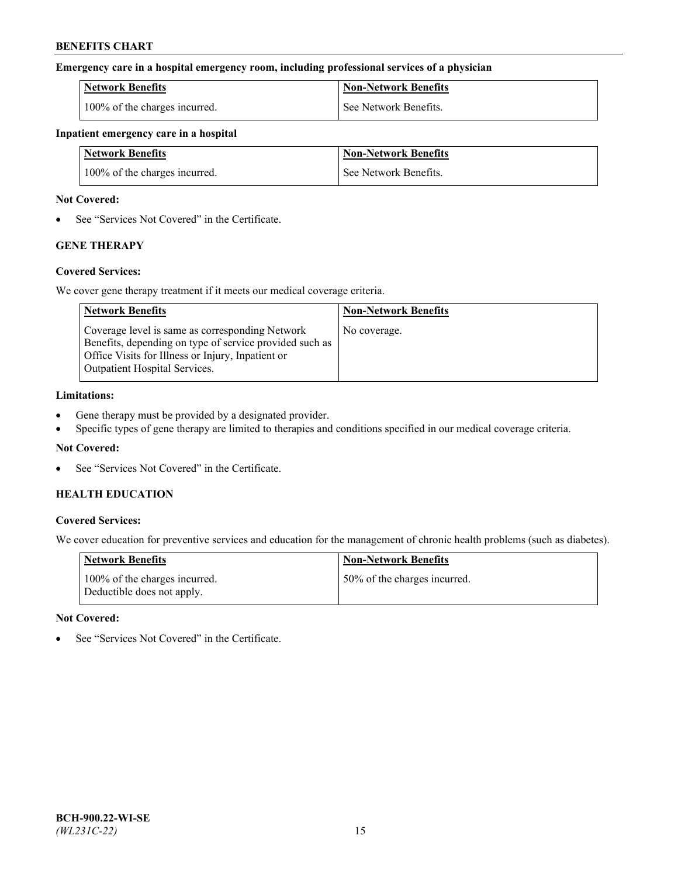**Emergency care in a hospital emergency room, including professional services of a physician**

| Network Benefits | Non-Network Benefits |
|---|---|
| 100% of the charges incurred. | See Network Benefits. |

**Inpatient emergency care in a hospital**

| Network Benefits | Non-Network Benefits |
|---|---|
| 100% of the charges incurred. | See Network Benefits. |

**Not Covered:**

- See "Services Not Covered" in the Certificate.

### GENE THERAPY

**Covered Services:**

We cover gene therapy treatment if it meets our medical coverage criteria.

| Network Benefits | Non-Network Benefits |
|---|---|
| Coverage level is same as corresponding Network Benefits, depending on type of service provided such as Office Visits for Illness or Injury, Inpatient or Outpatient Hospital Services. | No coverage. |

**Limitations:**

- Gene therapy must be provided by a designated provider.
- Specific types of gene therapy are limited to therapies and conditions specified in our medical coverage criteria.

**Not Covered:**

- See "Services Not Covered" in the Certificate.

### HEALTH EDUCATION

**Covered Services:**

We cover education for preventive services and education for the management of chronic health problems (such as diabetes).

| Network Benefits | Non-Network Benefits |
|---|---|
| 100% of the charges incurred. Deductible does not apply. | 50% of the charges incurred. |

**Not Covered:**

- See "Services Not Covered" in the Certificate.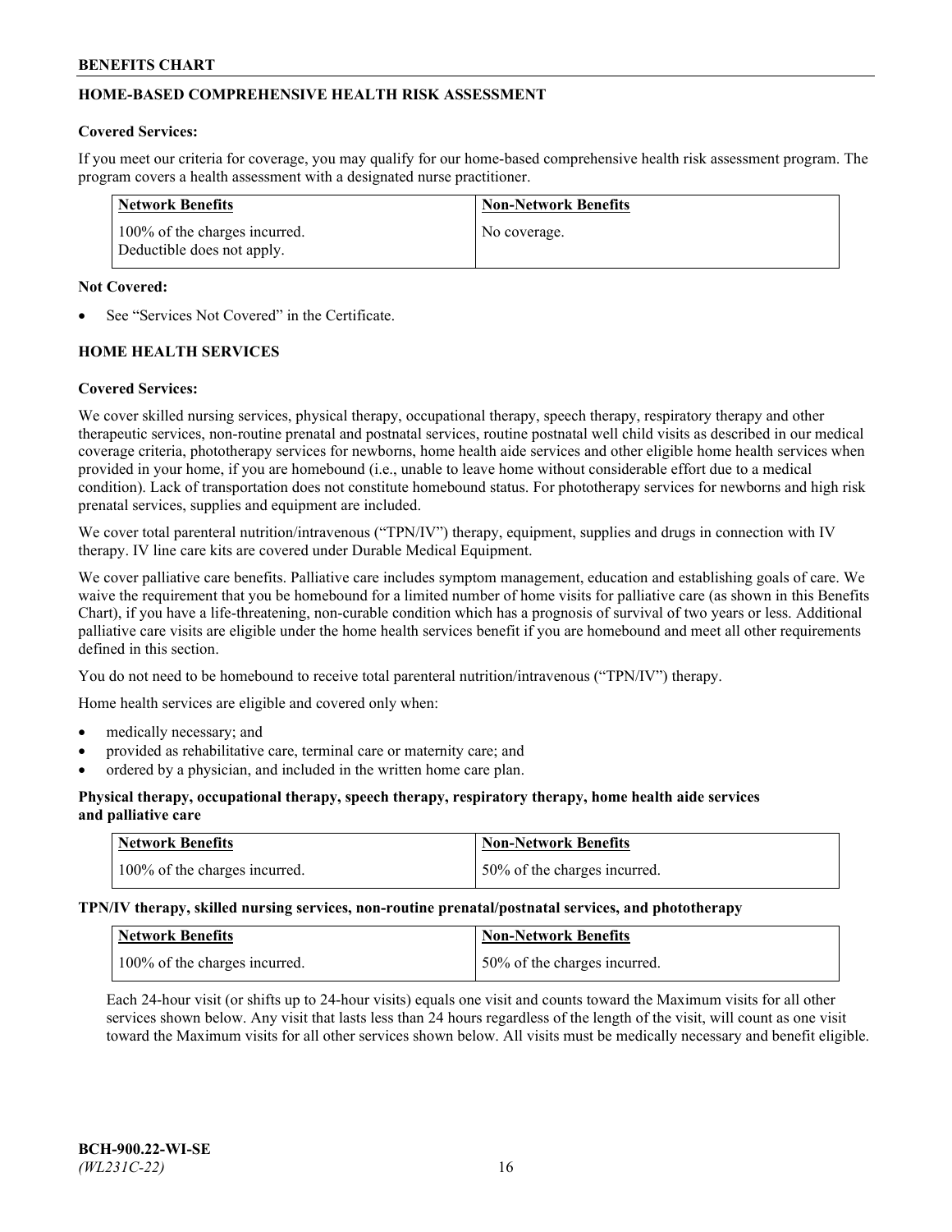## HOME-BASED COMPREHENSIVE HEALTH RISK ASSESSMENT

**Covered Services:**

If you meet our criteria for coverage, you may qualify for our home-based comprehensive health risk assessment program. The program covers a health assessment with a designated nurse practitioner.

| Network Benefits | Non-Network Benefits |
| --- | --- |
| 100% of the charges incurred. Deductible does not apply. | No coverage. |

**Not Covered:**

- See "Services Not Covered" in the Certificate.

## HOME HEALTH SERVICES

**Covered Services:**

We cover skilled nursing services, physical therapy, occupational therapy, speech therapy, respiratory therapy and other therapeutic services, non-routine prenatal and postnatal services, routine postnatal well child visits as described in our medical coverage criteria, phototherapy services for newborns, home health aide services and other eligible home health services when provided in your home, if you are homebound (i.e., unable to leave home without considerable effort due to a medical condition). Lack of transportation does not constitute homebound status. For phototherapy services for newborns and high risk prenatal services, supplies and equipment are included.

We cover total parenteral nutrition/intravenous ("TPN/IV") therapy, equipment, supplies and drugs in connection with IV therapy. IV line care kits are covered under Durable Medical Equipment.

We cover palliative care benefits. Palliative care includes symptom management, education and establishing goals of care. We waive the requirement that you be homebound for a limited number of home visits for palliative care (as shown in this Benefits Chart), if you have a life-threatening, non-curable condition which has a prognosis of survival of two years or less. Additional palliative care visits are eligible under the home health services benefit if you are homebound and meet all other requirements defined in this section.

You do not need to be homebound to receive total parenteral nutrition/intravenous ("TPN/IV") therapy.

Home health services are eligible and covered only when:

- medically necessary; and
- provided as rehabilitative care, terminal care or maternity care; and
- ordered by a physician, and included in the written home care plan.

**Physical therapy, occupational therapy, speech therapy, respiratory therapy, home health aide services and palliative care**

| Network Benefits | Non-Network Benefits |
| --- | --- |
| 100% of the charges incurred. | 50% of the charges incurred. |

**TPN/IV therapy, skilled nursing services, non-routine prenatal/postnatal services, and phototherapy**

| Network Benefits | Non-Network Benefits |
| --- | --- |
| 100% of the charges incurred. | 50% of the charges incurred. |

Each 24-hour visit (or shifts up to 24-hour visits) equals one visit and counts toward the Maximum visits for all other services shown below. Any visit that lasts less than 24 hours regardless of the length of the visit, will count as one visit toward the Maximum visits for all other services shown below. All visits must be medically necessary and benefit eligible.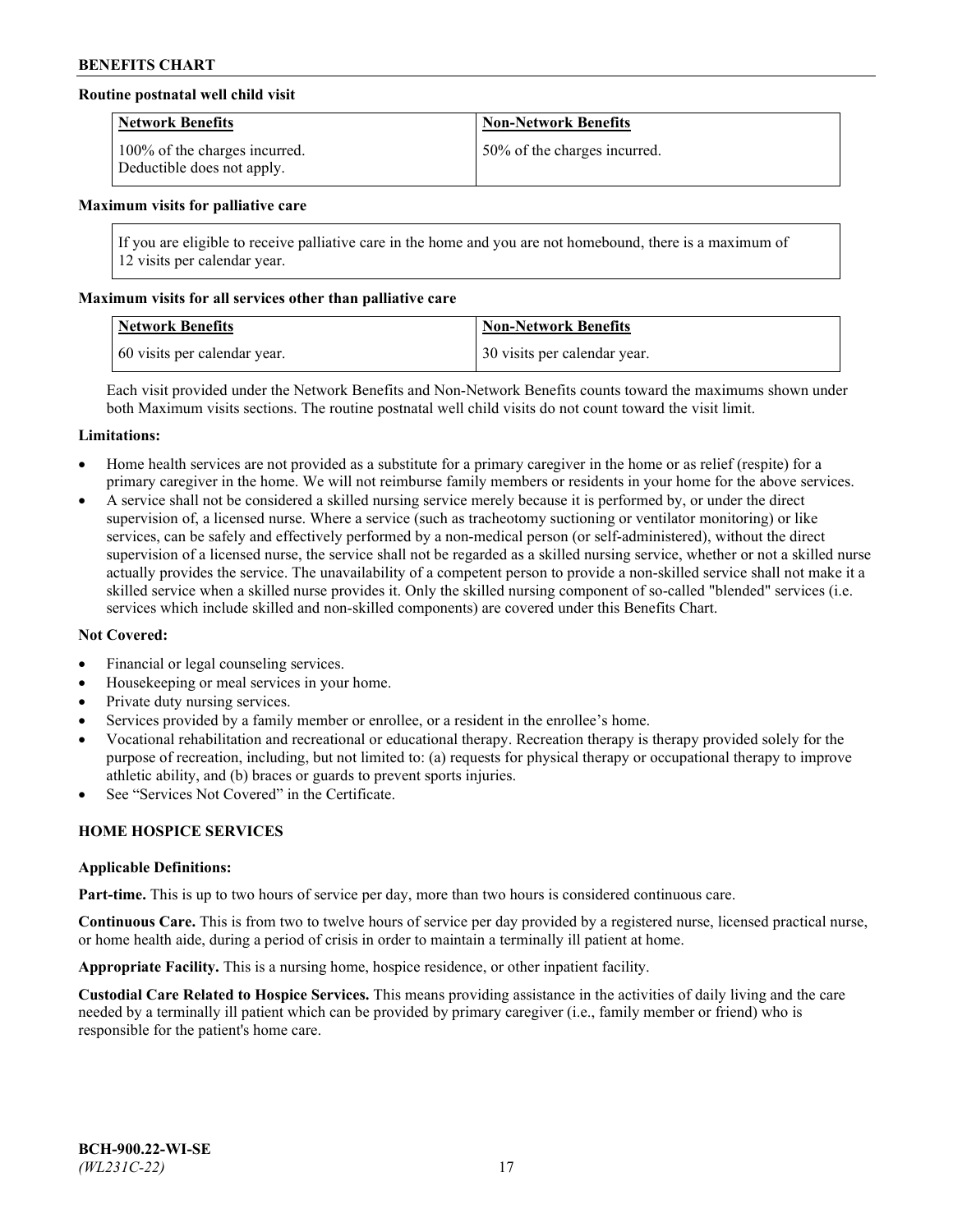**Routine postnatal well child visit**

| Network Benefits | Non-Network Benefits |
|---|---|
| 100% of the charges incurred. Deductible does not apply. | 50% of the charges incurred. |

**Maximum visits for palliative care**

| If you are eligible to receive palliative care in the home and you are not homebound, there is a maximum of 12 visits per calendar year. |
|---|

**Maximum visits for all services other than palliative care**

| Network Benefits | Non-Network Benefits |
|---|---|
| 60 visits per calendar year. | 30 visits per calendar year. |

Each visit provided under the Network Benefits and Non-Network Benefits counts toward the maximums shown under both Maximum visits sections. The routine postnatal well child visits do not count toward the visit limit.

**Limitations:**

- Home health services are not provided as a substitute for a primary caregiver in the home or as relief (respite) for a primary caregiver in the home. We will not reimburse family members or residents in your home for the above services.
- A service shall not be considered a skilled nursing service merely because it is performed by, or under the direct supervision of, a licensed nurse. Where a service (such as tracheotomy suctioning or ventilator monitoring) or like services, can be safely and effectively performed by a non-medical person (or self-administered), without the direct supervision of a licensed nurse, the service shall not be regarded as a skilled nursing service, whether or not a skilled nurse actually provides the service. The unavailability of a competent person to provide a non-skilled service shall not make it a skilled service when a skilled nurse provides it. Only the skilled nursing component of so-called "blended" services (i.e. services which include skilled and non-skilled components) are covered under this Benefits Chart.

**Not Covered:**

- Financial or legal counseling services.
- Housekeeping or meal services in your home.
- Private duty nursing services.
- Services provided by a family member or enrollee, or a resident in the enrollee's home.
- Vocational rehabilitation and recreational or educational therapy. Recreation therapy is therapy provided solely for the purpose of recreation, including, but not limited to: (a) requests for physical therapy or occupational therapy to improve athletic ability, and (b) braces or guards to prevent sports injuries.
- See "Services Not Covered" in the Certificate.

## HOME HOSPICE SERVICES

**Applicable Definitions:**

**Part-time.** This is up to two hours of service per day, more than two hours is considered continuous care.

**Continuous Care.** This is from two to twelve hours of service per day provided by a registered nurse, licensed practical nurse, or home health aide, during a period of crisis in order to maintain a terminally ill patient at home.

**Appropriate Facility.** This is a nursing home, hospice residence, or other inpatient facility.

**Custodial Care Related to Hospice Services.** This means providing assistance in the activities of daily living and the care needed by a terminally ill patient which can be provided by primary caregiver (i.e., family member or friend) who is responsible for the patient's home care.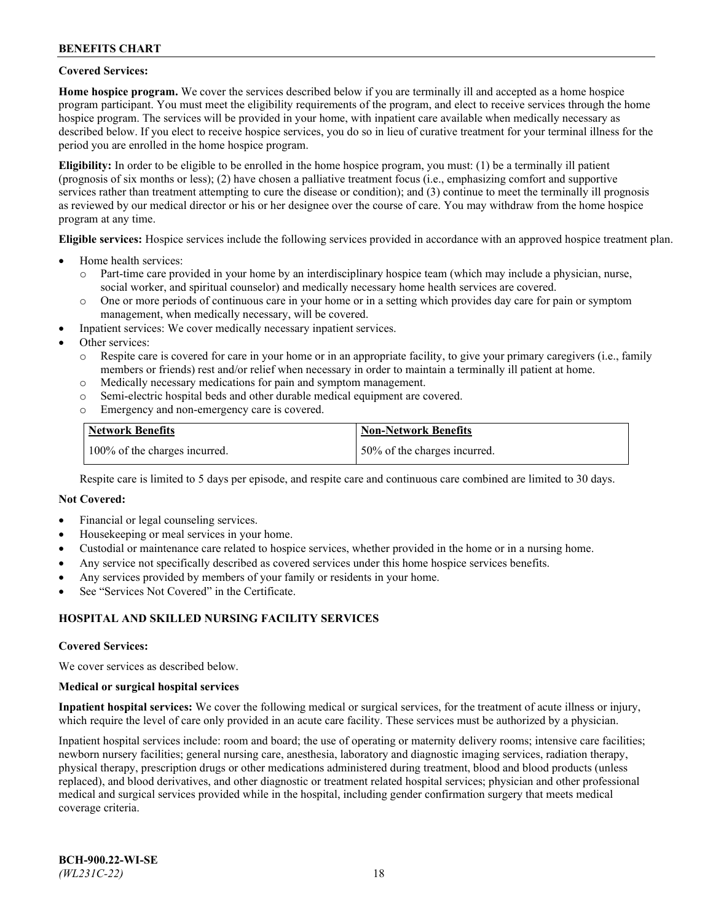**Covered Services:**

**Home hospice program.** We cover the services described below if you are terminally ill and accepted as a home hospice program participant. You must meet the eligibility requirements of the program, and elect to receive services through the home hospice program. The services will be provided in your home, with inpatient care available when medically necessary as described below. If you elect to receive hospice services, you do so in lieu of curative treatment for your terminal illness for the period you are enrolled in the home hospice program.

**Eligibility:** In order to be eligible to be enrolled in the home hospice program, you must: (1) be a terminally ill patient (prognosis of six months or less); (2) have chosen a palliative treatment focus (i.e., emphasizing comfort and supportive services rather than treatment attempting to cure the disease or condition); and (3) continue to meet the terminally ill prognosis as reviewed by our medical director or his or her designee over the course of care. You may withdraw from the home hospice program at any time.

**Eligible services:** Hospice services include the following services provided in accordance with an approved hospice treatment plan.

- Home health services:
  - Part-time care provided in your home by an interdisciplinary hospice team (which may include a physician, nurse, social worker, and spiritual counselor) and medically necessary home health services are covered.
  - One or more periods of continuous care in your home or in a setting which provides day care for pain or symptom management, when medically necessary, will be covered.
- Inpatient services: We cover medically necessary inpatient services.
- Other services:
  - Respite care is covered for care in your home or in an appropriate facility, to give your primary caregivers (i.e., family members or friends) rest and/or relief when necessary in order to maintain a terminally ill patient at home.
  - Medically necessary medications for pain and symptom management.
  - Semi-electric hospital beds and other durable medical equipment are covered.
  - Emergency and non-emergency care is covered.

| Network Benefits | Non-Network Benefits |
|---|---|
| 100% of the charges incurred. | 50% of the charges incurred. |

Respite care is limited to 5 days per episode, and respite care and continuous care combined are limited to 30 days.

**Not Covered:**

- Financial or legal counseling services.
- Housekeeping or meal services in your home.
- Custodial or maintenance care related to hospice services, whether provided in the home or in a nursing home.
- Any service not specifically described as covered services under this home hospice services benefits.
- Any services provided by members of your family or residents in your home.
- See "Services Not Covered" in the Certificate.

## HOSPITAL AND SKILLED NURSING FACILITY SERVICES

**Covered Services:**

We cover services as described below.

**Medical or surgical hospital services**

**Inpatient hospital services:** We cover the following medical or surgical services, for the treatment of acute illness or injury, which require the level of care only provided in an acute care facility. These services must be authorized by a physician.

Inpatient hospital services include: room and board; the use of operating or maternity delivery rooms; intensive care facilities; newborn nursery facilities; general nursing care, anesthesia, laboratory and diagnostic imaging services, radiation therapy, physical therapy, prescription drugs or other medications administered during treatment, blood and blood products (unless replaced), and blood derivatives, and other diagnostic or treatment related hospital services; physician and other professional medical and surgical services provided while in the hospital, including gender confirmation surgery that meets medical coverage criteria.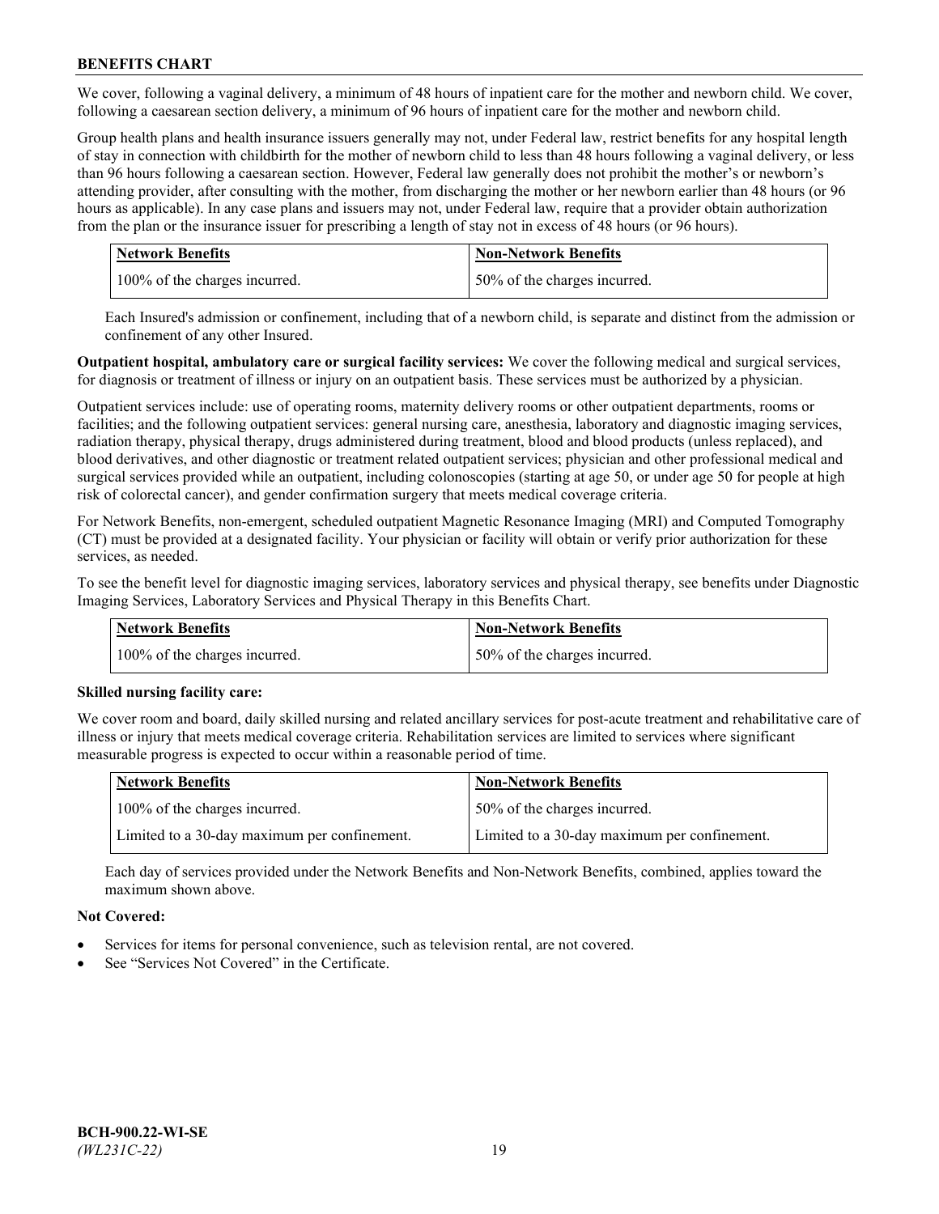We cover, following a vaginal delivery, a minimum of 48 hours of inpatient care for the mother and newborn child. We cover, following a caesarean section delivery, a minimum of 96 hours of inpatient care for the mother and newborn child.

Group health plans and health insurance issuers generally may not, under Federal law, restrict benefits for any hospital length of stay in connection with childbirth for the mother of newborn child to less than 48 hours following a vaginal delivery, or less than 96 hours following a caesarean section. However, Federal law generally does not prohibit the mother's or newborn's attending provider, after consulting with the mother, from discharging the mother or her newborn earlier than 48 hours (or 96 hours as applicable). In any case plans and issuers may not, under Federal law, require that a provider obtain authorization from the plan or the insurance issuer for prescribing a length of stay not in excess of 48 hours (or 96 hours).

| Network Benefits | Non-Network Benefits |
| --- | --- |
| 100% of the charges incurred. | 50% of the charges incurred. |

Each Insured's admission or confinement, including that of a newborn child, is separate and distinct from the admission or confinement of any other Insured.

**Outpatient hospital, ambulatory care or surgical facility services:** We cover the following medical and surgical services, for diagnosis or treatment of illness or injury on an outpatient basis. These services must be authorized by a physician.

Outpatient services include: use of operating rooms, maternity delivery rooms or other outpatient departments, rooms or facilities; and the following outpatient services: general nursing care, anesthesia, laboratory and diagnostic imaging services, radiation therapy, physical therapy, drugs administered during treatment, blood and blood products (unless replaced), and blood derivatives, and other diagnostic or treatment related outpatient services; physician and other professional medical and surgical services provided while an outpatient, including colonoscopies (starting at age 50, or under age 50 for people at high risk of colorectal cancer), and gender confirmation surgery that meets medical coverage criteria.

For Network Benefits, non-emergent, scheduled outpatient Magnetic Resonance Imaging (MRI) and Computed Tomography (CT) must be provided at a designated facility. Your physician or facility will obtain or verify prior authorization for these services, as needed.

To see the benefit level for diagnostic imaging services, laboratory services and physical therapy, see benefits under Diagnostic Imaging Services, Laboratory Services and Physical Therapy in this Benefits Chart.

| Network Benefits | Non-Network Benefits |
| --- | --- |
| 100% of the charges incurred. | 50% of the charges incurred. |

**Skilled nursing facility care:**

We cover room and board, daily skilled nursing and related ancillary services for post-acute treatment and rehabilitative care of illness or injury that meets medical coverage criteria. Rehabilitation services are limited to services where significant measurable progress is expected to occur within a reasonable period of time.

| Network Benefits | Non-Network Benefits |
| --- | --- |
| 100% of the charges incurred. | 50% of the charges incurred. |
| Limited to a 30-day maximum per confinement. | Limited to a 30-day maximum per confinement. |

Each day of services provided under the Network Benefits and Non-Network Benefits, combined, applies toward the maximum shown above.

**Not Covered:**

- Services for items for personal convenience, such as television rental, are not covered.
- See "Services Not Covered" in the Certificate.

BCH-900.22-WI-SE
*(WL231C-22)*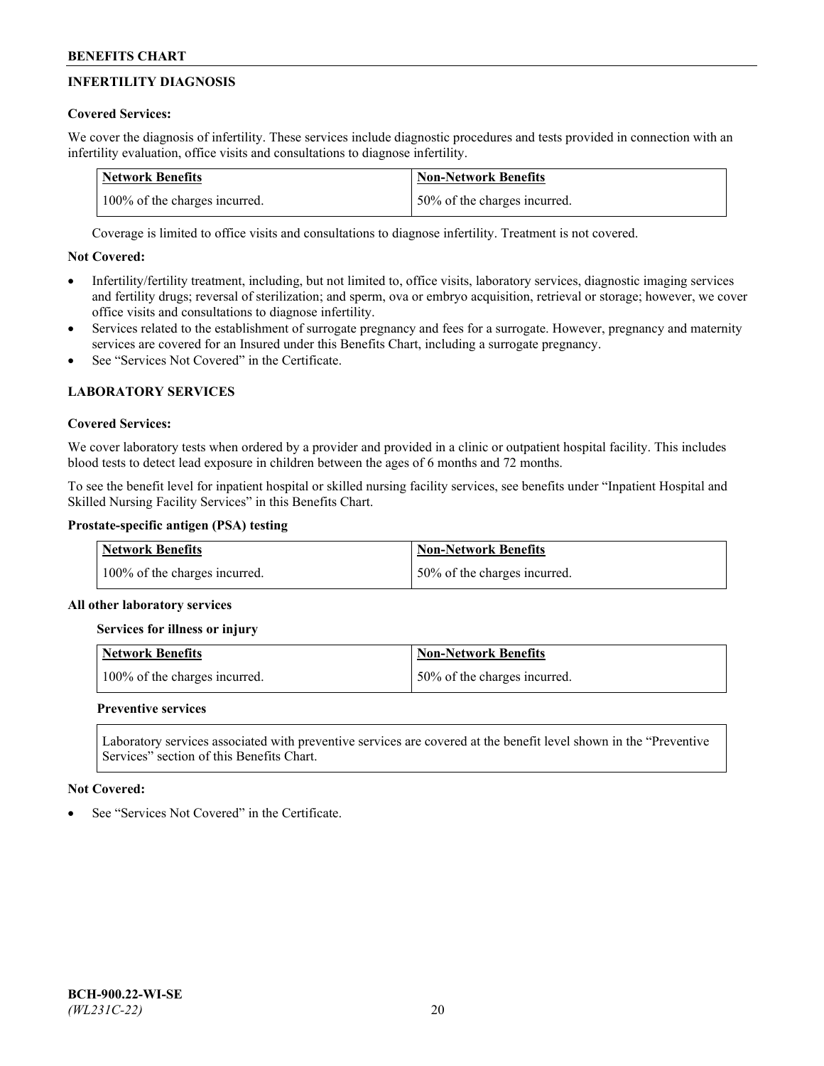## INFERTILITY DIAGNOSIS

**Covered Services:**

We cover the diagnosis of infertility. These services include diagnostic procedures and tests provided in connection with an infertility evaluation, office visits and consultations to diagnose infertility.

| Network Benefits | Non-Network Benefits |
|---|---|
| 100% of the charges incurred. | 50% of the charges incurred. |

Coverage is limited to office visits and consultations to diagnose infertility. Treatment is not covered.

**Not Covered:**

- Infertility/fertility treatment, including, but not limited to, office visits, laboratory services, diagnostic imaging services and fertility drugs; reversal of sterilization; and sperm, ova or embryo acquisition, retrieval or storage; however, we cover office visits and consultations to diagnose infertility.
- Services related to the establishment of surrogate pregnancy and fees for a surrogate. However, pregnancy and maternity services are covered for an Insured under this Benefits Chart, including a surrogate pregnancy.
- See "Services Not Covered" in the Certificate.

## LABORATORY SERVICES

**Covered Services:**

We cover laboratory tests when ordered by a provider and provided in a clinic or outpatient hospital facility. This includes blood tests to detect lead exposure in children between the ages of 6 months and 72 months.

To see the benefit level for inpatient hospital or skilled nursing facility services, see benefits under "Inpatient Hospital and Skilled Nursing Facility Services" in this Benefits Chart.

**Prostate-specific antigen (PSA) testing**

| Network Benefits | Non-Network Benefits |
|---|---|
| 100% of the charges incurred. | 50% of the charges incurred. |

**All other laboratory services**

**Services for illness or injury**

| Network Benefits | Non-Network Benefits |
|---|---|
| 100% of the charges incurred. | 50% of the charges incurred. |

**Preventive services**

Laboratory services associated with preventive services are covered at the benefit level shown in the "Preventive Services" section of this Benefits Chart.

**Not Covered:**

- See "Services Not Covered" in the Certificate.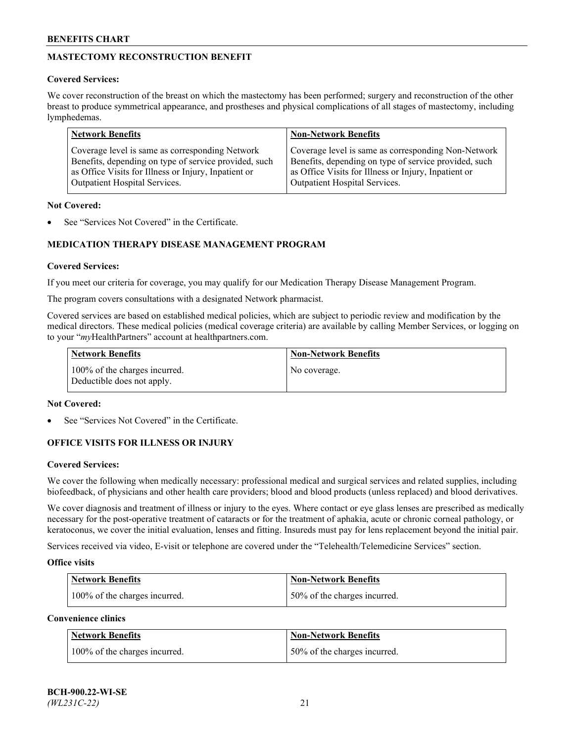## MASTECTOMY RECONSTRUCTION BENEFIT

**Covered Services:**

We cover reconstruction of the breast on which the mastectomy has been performed; surgery and reconstruction of the other breast to produce symmetrical appearance, and prostheses and physical complications of all stages of mastectomy, including lymphedemas.

| Network Benefits | Non-Network Benefits |
|---|---|
| Coverage level is same as corresponding Network Benefits, depending on type of service provided, such as Office Visits for Illness or Injury, Inpatient or Outpatient Hospital Services. | Coverage level is same as corresponding Non-Network Benefits, depending on type of service provided, such as Office Visits for Illness or Injury, Inpatient or Outpatient Hospital Services. |

**Not Covered:**

- See "Services Not Covered" in the Certificate.

## MEDICATION THERAPY DISEASE MANAGEMENT PROGRAM

**Covered Services:**

If you meet our criteria for coverage, you may qualify for our Medication Therapy Disease Management Program.

The program covers consultations with a designated Network pharmacist.

Covered services are based on established medical policies, which are subject to periodic review and modification by the medical directors. These medical policies (medical coverage criteria) are available by calling Member Services, or logging on to your "*my*HealthPartners" account at healthpartners.com.

| Network Benefits | Non-Network Benefits |
|---|---|
| 100% of the charges incurred. Deductible does not apply. | No coverage. |

**Not Covered:**

- See "Services Not Covered" in the Certificate.

## OFFICE VISITS FOR ILLNESS OR INJURY

**Covered Services:**

We cover the following when medically necessary: professional medical and surgical services and related supplies, including biofeedback, of physicians and other health care providers; blood and blood products (unless replaced) and blood derivatives.

We cover diagnosis and treatment of illness or injury to the eyes. Where contact or eye glass lenses are prescribed as medically necessary for the post-operative treatment of cataracts or for the treatment of aphakia, acute or chronic corneal pathology, or keratoconus, we cover the initial evaluation, lenses and fitting. Insureds must pay for lens replacement beyond the initial pair.

Services received via video, E-visit or telephone are covered under the "Telehealth/Telemedicine Services" section.

**Office visits**

| Network Benefits | Non-Network Benefits |
|---|---|
| 100% of the charges incurred. | 50% of the charges incurred. |

**Convenience clinics**

| Network Benefits | Non-Network Benefits |
|---|---|
| 100% of the charges incurred. | 50% of the charges incurred. |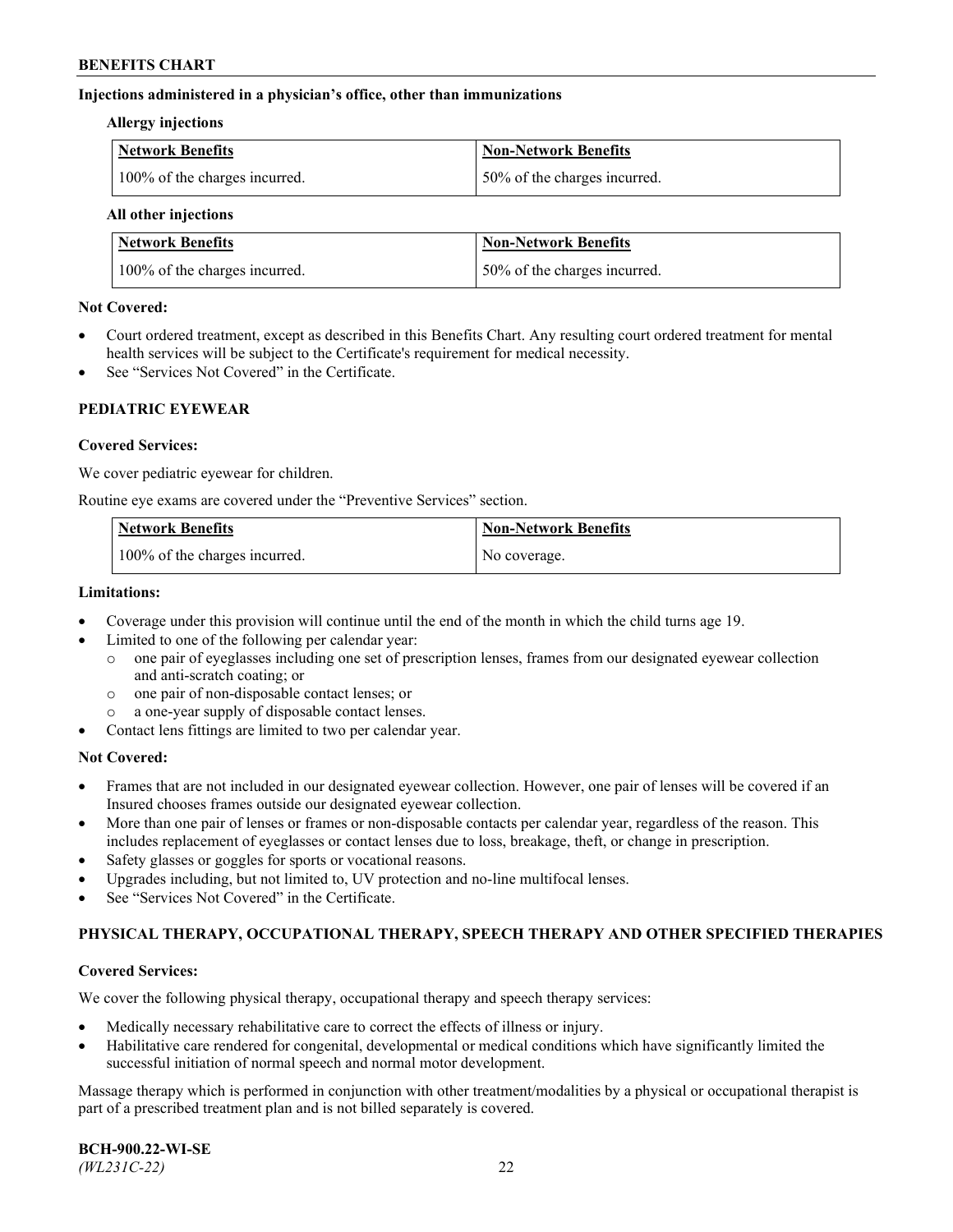#### Injections administered in a physician's office, other than immunizations

**Allergy injections**

| Network Benefits | Non-Network Benefits |
|---|---|
| 100% of the charges incurred. | 50% of the charges incurred. |

**All other injections**

| Network Benefits | Non-Network Benefits |
|---|---|
| 100% of the charges incurred. | 50% of the charges incurred. |

**Not Covered:**

- Court ordered treatment, except as described in this Benefits Chart. Any resulting court ordered treatment for mental health services will be subject to the Certificate's requirement for medical necessity.
- See "Services Not Covered" in the Certificate.

### PEDIATRIC EYEWEAR

**Covered Services:**

We cover pediatric eyewear for children.

Routine eye exams are covered under the "Preventive Services" section.

| Network Benefits | Non-Network Benefits |
|---|---|
| 100% of the charges incurred. | No coverage. |

**Limitations:**

- Coverage under this provision will continue until the end of the month in which the child turns age 19.
- Limited to one of the following per calendar year:
  - one pair of eyeglasses including one set of prescription lenses, frames from our designated eyewear collection and anti-scratch coating; or
  - one pair of non-disposable contact lenses; or
  - a one-year supply of disposable contact lenses.
- Contact lens fittings are limited to two per calendar year.

**Not Covered:**

- Frames that are not included in our designated eyewear collection. However, one pair of lenses will be covered if an Insured chooses frames outside our designated eyewear collection.
- More than one pair of lenses or frames or non-disposable contacts per calendar year, regardless of the reason. This includes replacement of eyeglasses or contact lenses due to loss, breakage, theft, or change in prescription.
- Safety glasses or goggles for sports or vocational reasons.
- Upgrades including, but not limited to, UV protection and no-line multifocal lenses.
- See "Services Not Covered" in the Certificate.

### PHYSICAL THERAPY, OCCUPATIONAL THERAPY, SPEECH THERAPY AND OTHER SPECIFIED THERAPIES

**Covered Services:**

We cover the following physical therapy, occupational therapy and speech therapy services:

- Medically necessary rehabilitative care to correct the effects of illness or injury.
- Habilitative care rendered for congenital, developmental or medical conditions which have significantly limited the successful initiation of normal speech and normal motor development.

Massage therapy which is performed in conjunction with other treatment/modalities by a physical or occupational therapist is part of a prescribed treatment plan and is not billed separately is covered.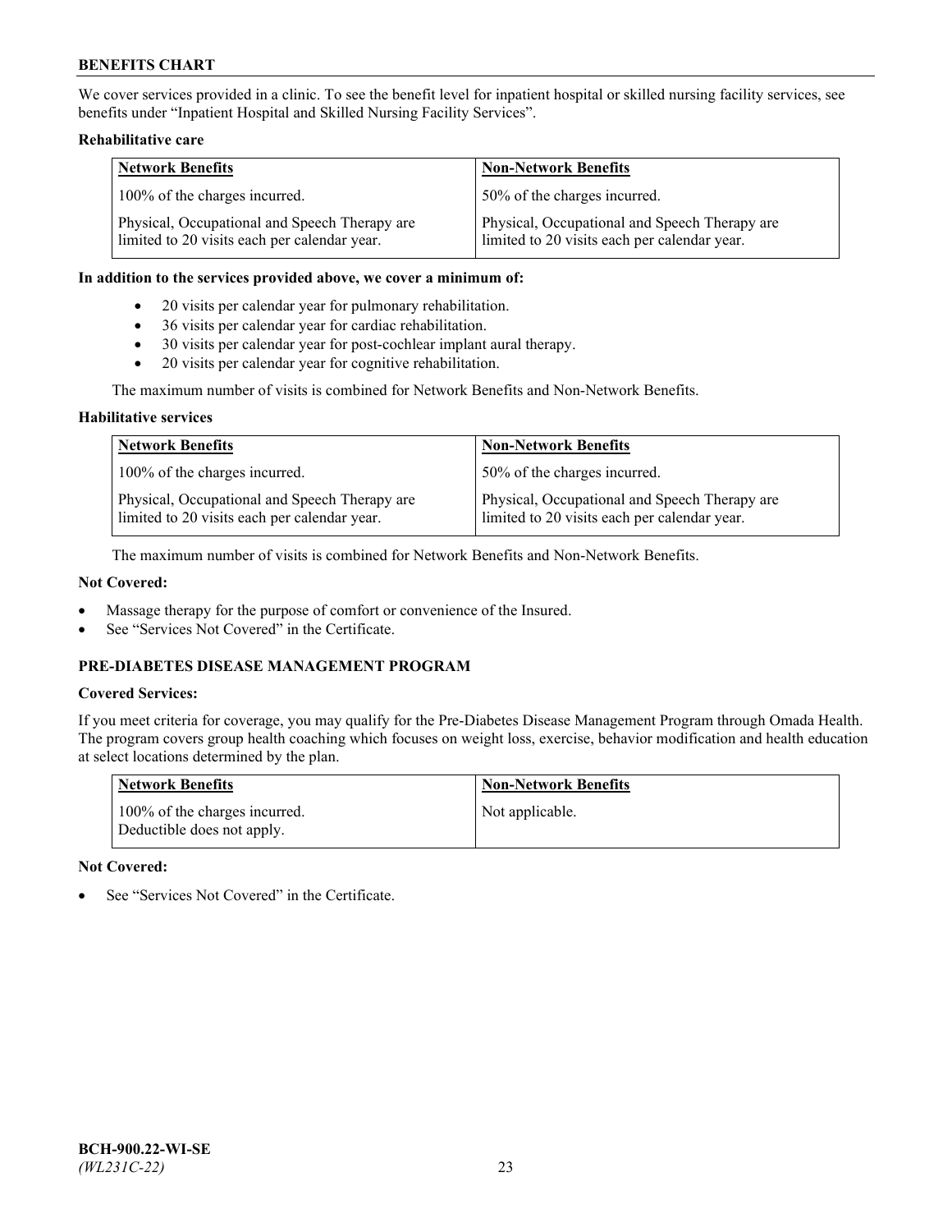We cover services provided in a clinic. To see the benefit level for inpatient hospital or skilled nursing facility services, see benefits under "Inpatient Hospital and Skilled Nursing Facility Services".

**Rehabilitative care**

| Network Benefits | Non-Network Benefits |
|---|---|
| 100% of the charges incurred. | 50% of the charges incurred. |
| Physical, Occupational and Speech Therapy are limited to 20 visits each per calendar year. | Physical, Occupational and Speech Therapy are limited to 20 visits each per calendar year. |

**In addition to the services provided above, we cover a minimum of:**

- 20 visits per calendar year for pulmonary rehabilitation.
- 36 visits per calendar year for cardiac rehabilitation.
- 30 visits per calendar year for post-cochlear implant aural therapy.
- 20 visits per calendar year for cognitive rehabilitation.

The maximum number of visits is combined for Network Benefits and Non-Network Benefits.

**Habilitative services**

| Network Benefits | Non-Network Benefits |
|---|---|
| 100% of the charges incurred. | 50% of the charges incurred. |
| Physical, Occupational and Speech Therapy are limited to 20 visits each per calendar year. | Physical, Occupational and Speech Therapy are limited to 20 visits each per calendar year. |

The maximum number of visits is combined for Network Benefits and Non-Network Benefits.

**Not Covered:**

- Massage therapy for the purpose of comfort or convenience of the Insured.
- See "Services Not Covered" in the Certificate.

## PRE-DIABETES DISEASE MANAGEMENT PROGRAM

**Covered Services:**

If you meet criteria for coverage, you may qualify for the Pre-Diabetes Disease Management Program through Omada Health. The program covers group health coaching which focuses on weight loss, exercise, behavior modification and health education at select locations determined by the plan.

| Network Benefits | Non-Network Benefits |
|---|---|
| 100% of the charges incurred. Deductible does not apply. | Not applicable. |

**Not Covered:**

- See "Services Not Covered" in the Certificate.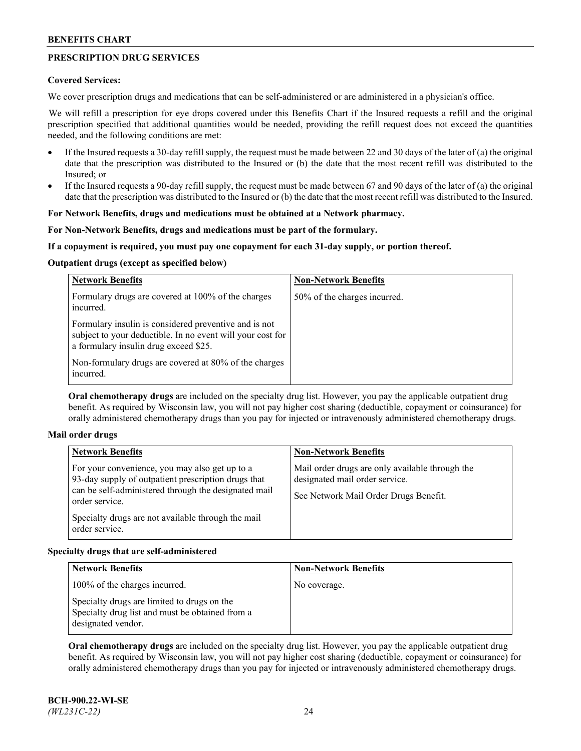## PRESCRIPTION DRUG SERVICES

**Covered Services:**

We cover prescription drugs and medications that can be self-administered or are administered in a physician's office.

We will refill a prescription for eye drops covered under this Benefits Chart if the Insured requests a refill and the original prescription specified that additional quantities would be needed, providing the refill request does not exceed the quantities needed, and the following conditions are met:

- If the Insured requests a 30-day refill supply, the request must be made between 22 and 30 days of the later of (a) the original date that the prescription was distributed to the Insured or (b) the date that the most recent refill was distributed to the Insured; or
- If the Insured requests a 90-day refill supply, the request must be made between 67 and 90 days of the later of (a) the original date that the prescription was distributed to the Insured or (b) the date that the most recent refill was distributed to the Insured.

**For Network Benefits, drugs and medications must be obtained at a Network pharmacy.**

**For Non-Network Benefits, drugs and medications must be part of the formulary.**

**If a copayment is required, you must pay one copayment for each 31-day supply, or portion thereof.**

**Outpatient drugs (except as specified below)**

| Network Benefits | Non-Network Benefits |
|---|---|
| Formulary drugs are covered at 100% of the charges incurred.<br><br>Formulary insulin is considered preventive and is not subject to your deductible. In no event will your cost for a formulary insulin drug exceed $25.<br><br>Non-formulary drugs are covered at 80% of the charges incurred. | 50% of the charges incurred. |

**Oral chemotherapy drugs** are included on the specialty drug list. However, you pay the applicable outpatient drug benefit. As required by Wisconsin law, you will not pay higher cost sharing (deductible, copayment or coinsurance) for orally administered chemotherapy drugs than you pay for injected or intravenously administered chemotherapy drugs.

**Mail order drugs**

| Network Benefits | Non-Network Benefits |
|---|---|
| For your convenience, you may also get up to a 93-day supply of outpatient prescription drugs that can be self-administered through the designated mail order service.<br><br>Specialty drugs are not available through the mail order service. | Mail order drugs are only available through the designated mail order service.<br><br>See Network Mail Order Drugs Benefit. |

**Specialty drugs that are self-administered**

| Network Benefits | Non-Network Benefits |
|---|---|
| 100% of the charges incurred.<br><br>Specialty drugs are limited to drugs on the Specialty drug list and must be obtained from a designated vendor. | No coverage. |

**Oral chemotherapy drugs** are included on the specialty drug list. However, you pay the applicable outpatient drug benefit. As required by Wisconsin law, you will not pay higher cost sharing (deductible, copayment or coinsurance) for orally administered chemotherapy drugs than you pay for injected or intravenously administered chemotherapy drugs.

**BCH-900.22-WI-SE**
*(WL231C-22)*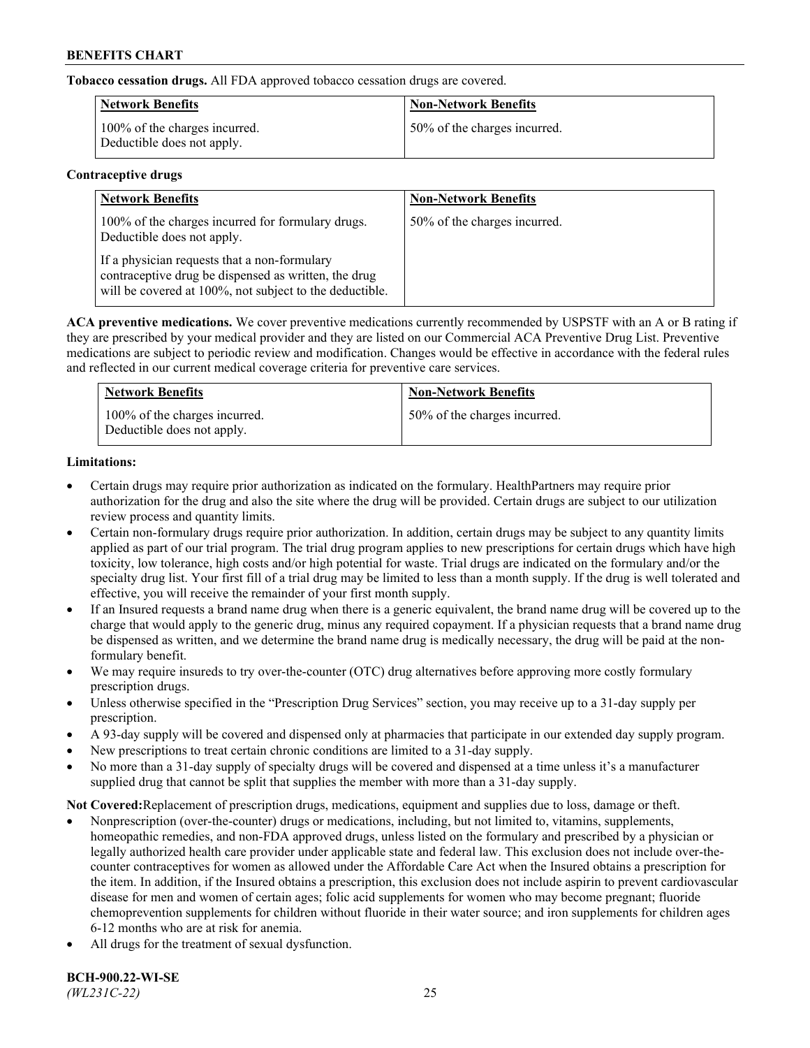**Tobacco cessation drugs.** All FDA approved tobacco cessation drugs are covered.

| Network Benefits | Non-Network Benefits |
|---|---|
| 100% of the charges incurred. Deductible does not apply. | 50% of the charges incurred. |

**Contraceptive drugs**

| Network Benefits | Non-Network Benefits |
|---|---|
| 100% of the charges incurred for formulary drugs. Deductible does not apply. If a physician requests that a non-formulary contraceptive drug be dispensed as written, the drug will be covered at 100%, not subject to the deductible. | 50% of the charges incurred. |

**ACA preventive medications.** We cover preventive medications currently recommended by USPSTF with an A or B rating if they are prescribed by your medical provider and they are listed on our Commercial ACA Preventive Drug List. Preventive medications are subject to periodic review and modification. Changes would be effective in accordance with the federal rules and reflected in our current medical coverage criteria for preventive care services.

| Network Benefits | Non-Network Benefits |
|---|---|
| 100% of the charges incurred. Deductible does not apply. | 50% of the charges incurred. |

**Limitations:**

- Certain drugs may require prior authorization as indicated on the formulary. HealthPartners may require prior authorization for the drug and also the site where the drug will be provided. Certain drugs are subject to our utilization review process and quantity limits.
- Certain non-formulary drugs require prior authorization. In addition, certain drugs may be subject to any quantity limits applied as part of our trial program. The trial drug program applies to new prescriptions for certain drugs which have high toxicity, low tolerance, high costs and/or high potential for waste. Trial drugs are indicated on the formulary and/or the specialty drug list. Your first fill of a trial drug may be limited to less than a month supply. If the drug is well tolerated and effective, you will receive the remainder of your first month supply.
- If an Insured requests a brand name drug when there is a generic equivalent, the brand name drug will be covered up to the charge that would apply to the generic drug, minus any required copayment. If a physician requests that a brand name drug be dispensed as written, and we determine the brand name drug is medically necessary, the drug will be paid at the non-formulary benefit.
- We may require insureds to try over-the-counter (OTC) drug alternatives before approving more costly formulary prescription drugs.
- Unless otherwise specified in the "Prescription Drug Services" section, you may receive up to a 31-day supply per prescription.
- A 93-day supply will be covered and dispensed only at pharmacies that participate in our extended day supply program.
- New prescriptions to treat certain chronic conditions are limited to a 31-day supply.
- No more than a 31-day supply of specialty drugs will be covered and dispensed at a time unless it's a manufacturer supplied drug that cannot be split that supplies the member with more than a 31-day supply.

**Not Covered:**Replacement of prescription drugs, medications, equipment and supplies due to loss, damage or theft.

- Nonprescription (over-the-counter) drugs or medications, including, but not limited to, vitamins, supplements, homeopathic remedies, and non-FDA approved drugs, unless listed on the formulary and prescribed by a physician or legally authorized health care provider under applicable state and federal law. This exclusion does not include over-the-counter contraceptives for women as allowed under the Affordable Care Act when the Insured obtains a prescription for the item. In addition, if the Insured obtains a prescription, this exclusion does not include aspirin to prevent cardiovascular disease for men and women of certain ages; folic acid supplements for women who may become pregnant; fluoride chemoprevention supplements for children without fluoride in their water source; and iron supplements for children ages 6-12 months who are at risk for anemia.
- All drugs for the treatment of sexual dysfunction.

**BCH-900.22-WI-SE**
*(WL231C-22)*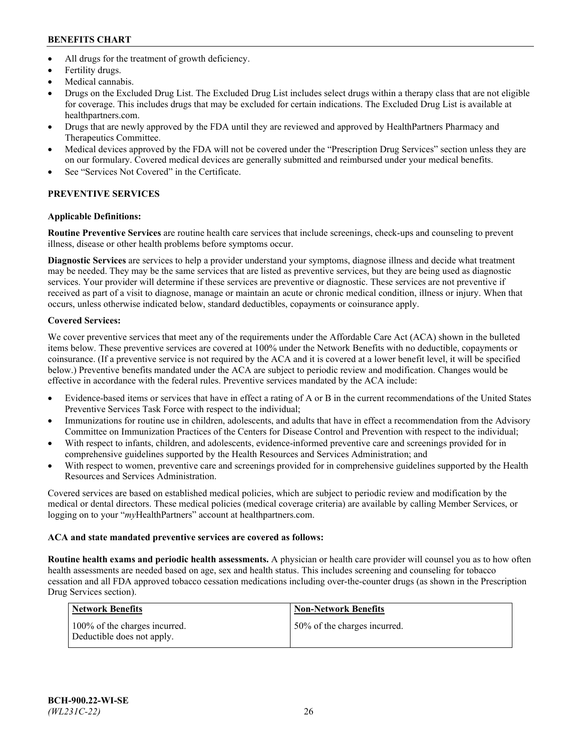- All drugs for the treatment of growth deficiency.
- Fertility drugs.
- Medical cannabis.
- Drugs on the Excluded Drug List. The Excluded Drug List includes select drugs within a therapy class that are not eligible for coverage. This includes drugs that may be excluded for certain indications. The Excluded Drug List is available at healthpartners.com.
- Drugs that are newly approved by the FDA until they are reviewed and approved by HealthPartners Pharmacy and Therapeutics Committee.
- Medical devices approved by the FDA will not be covered under the "Prescription Drug Services" section unless they are on our formulary. Covered medical devices are generally submitted and reimbursed under your medical benefits.
- See "Services Not Covered" in the Certificate.

## PREVENTIVE SERVICES

**Applicable Definitions:**

**Routine Preventive Services** are routine health care services that include screenings, check-ups and counseling to prevent illness, disease or other health problems before symptoms occur.

**Diagnostic Services** are services to help a provider understand your symptoms, diagnose illness and decide what treatment may be needed. They may be the same services that are listed as preventive services, but they are being used as diagnostic services. Your provider will determine if these services are preventive or diagnostic. These services are not preventive if received as part of a visit to diagnose, manage or maintain an acute or chronic medical condition, illness or injury. When that occurs, unless otherwise indicated below, standard deductibles, copayments or coinsurance apply.

**Covered Services:**

We cover preventive services that meet any of the requirements under the Affordable Care Act (ACA) shown in the bulleted items below. These preventive services are covered at 100% under the Network Benefits with no deductible, copayments or coinsurance. (If a preventive service is not required by the ACA and it is covered at a lower benefit level, it will be specified below.) Preventive benefits mandated under the ACA are subject to periodic review and modification. Changes would be effective in accordance with the federal rules. Preventive services mandated by the ACA include:

- Evidence-based items or services that have in effect a rating of A or B in the current recommendations of the United States Preventive Services Task Force with respect to the individual;
- Immunizations for routine use in children, adolescents, and adults that have in effect a recommendation from the Advisory Committee on Immunization Practices of the Centers for Disease Control and Prevention with respect to the individual;
- With respect to infants, children, and adolescents, evidence-informed preventive care and screenings provided for in comprehensive guidelines supported by the Health Resources and Services Administration; and
- With respect to women, preventive care and screenings provided for in comprehensive guidelines supported by the Health Resources and Services Administration.

Covered services are based on established medical policies, which are subject to periodic review and modification by the medical or dental directors. These medical policies (medical coverage criteria) are available by calling Member Services, or logging on to your "*my*HealthPartners" account at healthpartners.com.

**ACA and state mandated preventive services are covered as follows:**

**Routine health exams and periodic health assessments.** A physician or health care provider will counsel you as to how often health assessments are needed based on age, sex and health status. This includes screening and counseling for tobacco cessation and all FDA approved tobacco cessation medications including over-the-counter drugs (as shown in the Prescription Drug Services section).

| Network Benefits | Non-Network Benefits |
|---|---|
| 100% of the charges incurred. Deductible does not apply. | 50% of the charges incurred. |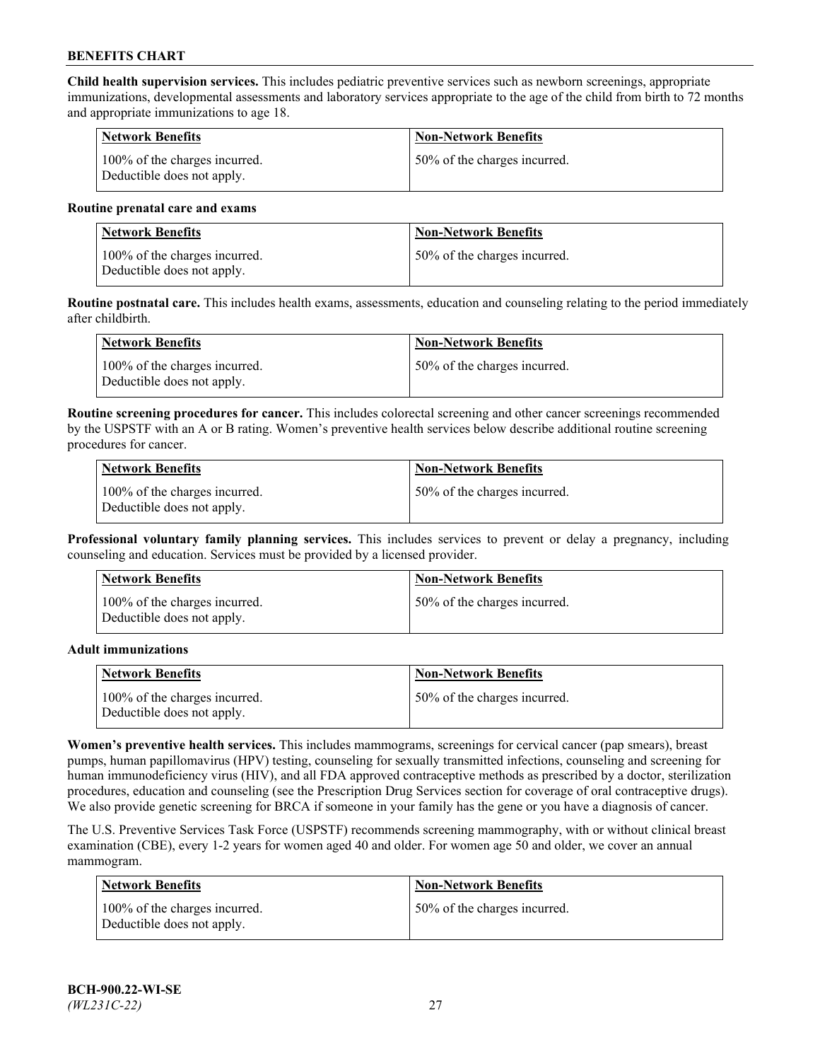**Child health supervision services.** This includes pediatric preventive services such as newborn screenings, appropriate immunizations, developmental assessments and laboratory services appropriate to the age of the child from birth to 72 months and appropriate immunizations to age 18.

| Network Benefits | Non-Network Benefits |
|---|---|
| 100% of the charges incurred. Deductible does not apply. | 50% of the charges incurred. |

**Routine prenatal care and exams**

| Network Benefits | Non-Network Benefits |
|---|---|
| 100% of the charges incurred. Deductible does not apply. | 50% of the charges incurred. |

**Routine postnatal care.** This includes health exams, assessments, education and counseling relating to the period immediately after childbirth.

| Network Benefits | Non-Network Benefits |
|---|---|
| 100% of the charges incurred. Deductible does not apply. | 50% of the charges incurred. |

**Routine screening procedures for cancer.** This includes colorectal screening and other cancer screenings recommended by the USPSTF with an A or B rating. Women's preventive health services below describe additional routine screening procedures for cancer.

| Network Benefits | Non-Network Benefits |
|---|---|
| 100% of the charges incurred. Deductible does not apply. | 50% of the charges incurred. |

**Professional voluntary family planning services.** This includes services to prevent or delay a pregnancy, including counseling and education. Services must be provided by a licensed provider.

| Network Benefits | Non-Network Benefits |
|---|---|
| 100% of the charges incurred. Deductible does not apply. | 50% of the charges incurred. |

**Adult immunizations**

| Network Benefits | Non-Network Benefits |
|---|---|
| 100% of the charges incurred. Deductible does not apply. | 50% of the charges incurred. |

**Women's preventive health services.** This includes mammograms, screenings for cervical cancer (pap smears), breast pumps, human papillomavirus (HPV) testing, counseling for sexually transmitted infections, counseling and screening for human immunodeficiency virus (HIV), and all FDA approved contraceptive methods as prescribed by a doctor, sterilization procedures, education and counseling (see the Prescription Drug Services section for coverage of oral contraceptive drugs). We also provide genetic screening for BRCA if someone in your family has the gene or you have a diagnosis of cancer.

The U.S. Preventive Services Task Force (USPSTF) recommends screening mammography, with or without clinical breast examination (CBE), every 1-2 years for women aged 40 and older. For women age 50 and older, we cover an annual mammogram.

| Network Benefits | Non-Network Benefits |
|---|---|
| 100% of the charges incurred. Deductible does not apply. | 50% of the charges incurred. |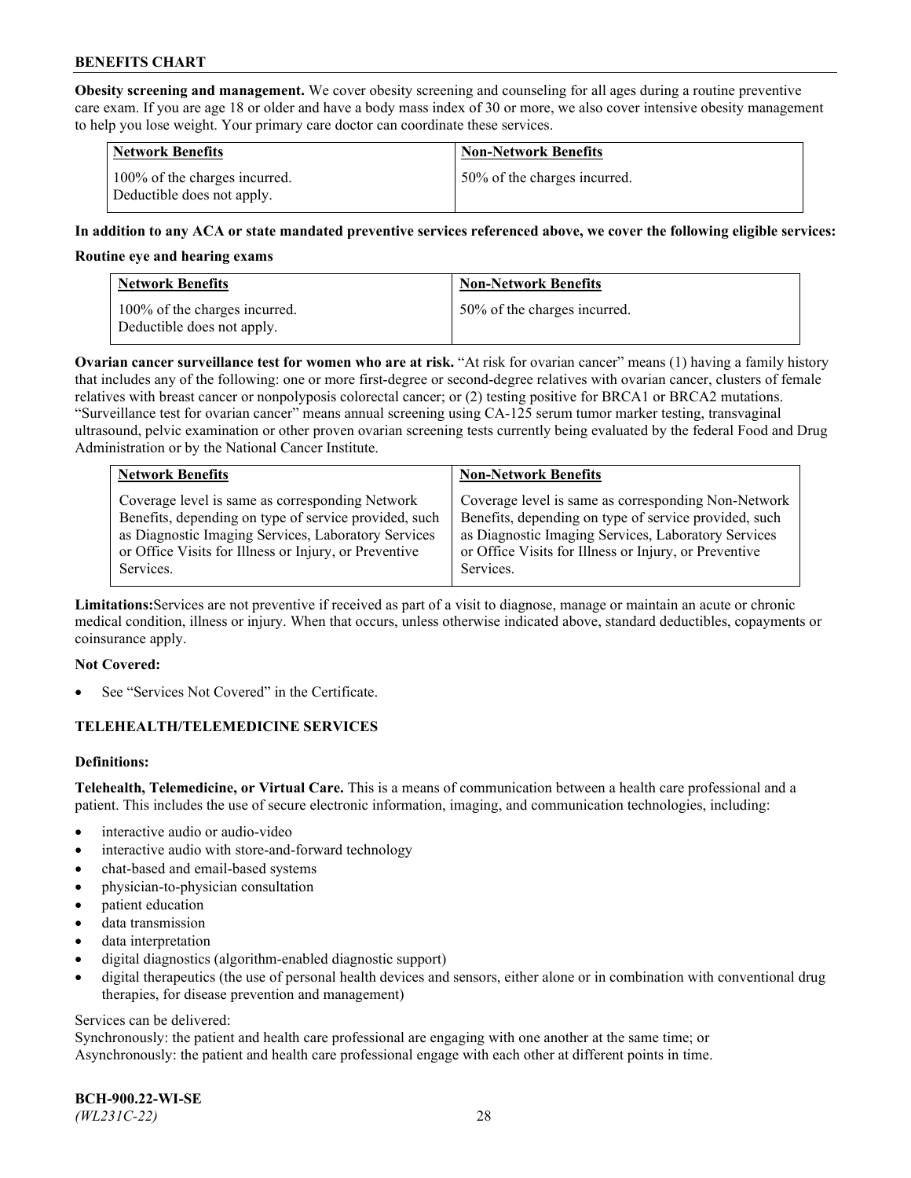**Obesity screening and management.** We cover obesity screening and counseling for all ages during a routine preventive care exam. If you are age 18 or older and have a body mass index of 30 or more, we also cover intensive obesity management to help you lose weight. Your primary care doctor can coordinate these services.

| Network Benefits | Non-Network Benefits |
|---|---|
| 100% of the charges incurred. Deductible does not apply. | 50% of the charges incurred. |

**In addition to any ACA or state mandated preventive services referenced above, we cover the following eligible services:**

**Routine eye and hearing exams**

| Network Benefits | Non-Network Benefits |
|---|---|
| 100% of the charges incurred. Deductible does not apply. | 50% of the charges incurred. |

**Ovarian cancer surveillance test for women who are at risk.** "At risk for ovarian cancer" means (1) having a family history that includes any of the following: one or more first-degree or second-degree relatives with ovarian cancer, clusters of female relatives with breast cancer or nonpolyposis colorectal cancer; or (2) testing positive for BRCA1 or BRCA2 mutations. "Surveillance test for ovarian cancer" means annual screening using CA-125 serum tumor marker testing, transvaginal ultrasound, pelvic examination or other proven ovarian screening tests currently being evaluated by the federal Food and Drug Administration or by the National Cancer Institute.

| Network Benefits | Non-Network Benefits |
|---|---|
| Coverage level is same as corresponding Network Benefits, depending on type of service provided, such as Diagnostic Imaging Services, Laboratory Services or Office Visits for Illness or Injury, or Preventive Services. | Coverage level is same as corresponding Non-Network Benefits, depending on type of service provided, such as Diagnostic Imaging Services, Laboratory Services or Office Visits for Illness or Injury, or Preventive Services. |

**Limitations:** Services are not preventive if received as part of a visit to diagnose, manage or maintain an acute or chronic medical condition, illness or injury. When that occurs, unless otherwise indicated above, standard deductibles, copayments or coinsurance apply.

**Not Covered:**

- See "Services Not Covered" in the Certificate.

## TELEHEALTH/TELEMEDICINE SERVICES

**Definitions:**

**Telehealth, Telemedicine, or Virtual Care.** This is a means of communication between a health care professional and a patient. This includes the use of secure electronic information, imaging, and communication technologies, including:

- interactive audio or audio-video
- interactive audio with store-and-forward technology
- chat-based and email-based systems
- physician-to-physician consultation
- patient education
- data transmission
- data interpretation
- digital diagnostics (algorithm-enabled diagnostic support)
- digital therapeutics (the use of personal health devices and sensors, either alone or in combination with conventional drug therapies, for disease prevention and management)

Services can be delivered:
Synchronously: the patient and health care professional are engaging with one another at the same time; or
Asynchronously: the patient and health care professional engage with each other at different points in time.

**BCH-900.22-WI-SE**
*(WL231C-22)*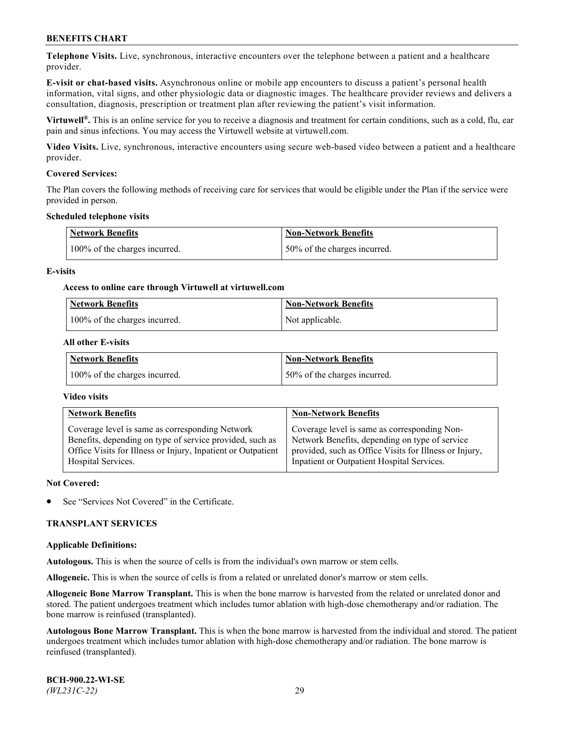**Telephone Visits.** Live, synchronous, interactive encounters over the telephone between a patient and a healthcare provider.

**E-visit or chat-based visits.** Asynchronous online or mobile app encounters to discuss a patient's personal health information, vital signs, and other physiologic data or diagnostic images. The healthcare provider reviews and delivers a consultation, diagnosis, prescription or treatment plan after reviewing the patient's visit information.

**Virtuwell®.** This is an online service for you to receive a diagnosis and treatment for certain conditions, such as a cold, flu, ear pain and sinus infections. You may access the Virtuwell website at virtuwell.com.

**Video Visits.** Live, synchronous, interactive encounters using secure web-based video between a patient and a healthcare provider.

**Covered Services:**

The Plan covers the following methods of receiving care for services that would be eligible under the Plan if the service were provided in person.

**Scheduled telephone visits**

| Network Benefits | Non-Network Benefits |
|---|---|
| 100% of the charges incurred. | 50% of the charges incurred. |

**E-visits**

**Access to online care through Virtuwell at virtuwell.com**

| Network Benefits | Non-Network Benefits |
|---|---|
| 100% of the charges incurred. | Not applicable. |

**All other E-visits**

| Network Benefits | Non-Network Benefits |
|---|---|
| 100% of the charges incurred. | 50% of the charges incurred. |

**Video visits**

| Network Benefits | Non-Network Benefits |
|---|---|
| Coverage level is same as corresponding Network Benefits, depending on type of service provided, such as Office Visits for Illness or Injury, Inpatient or Outpatient Hospital Services. | Coverage level is same as corresponding Non-Network Benefits, depending on type of service provided, such as Office Visits for Illness or Injury, Inpatient or Outpatient Hospital Services. |

**Not Covered:**

- See "Services Not Covered" in the Certificate.

## TRANSPLANT SERVICES

**Applicable Definitions:**

**Autologous.** This is when the source of cells is from the individual's own marrow or stem cells.

**Allogeneic.** This is when the source of cells is from a related or unrelated donor's marrow or stem cells.

**Allogeneic Bone Marrow Transplant.** This is when the bone marrow is harvested from the related or unrelated donor and stored. The patient undergoes treatment which includes tumor ablation with high-dose chemotherapy and/or radiation. The bone marrow is reinfused (transplanted).

**Autologous Bone Marrow Transplant.** This is when the bone marrow is harvested from the individual and stored. The patient undergoes treatment which includes tumor ablation with high-dose chemotherapy and/or radiation. The bone marrow is reinfused (transplanted).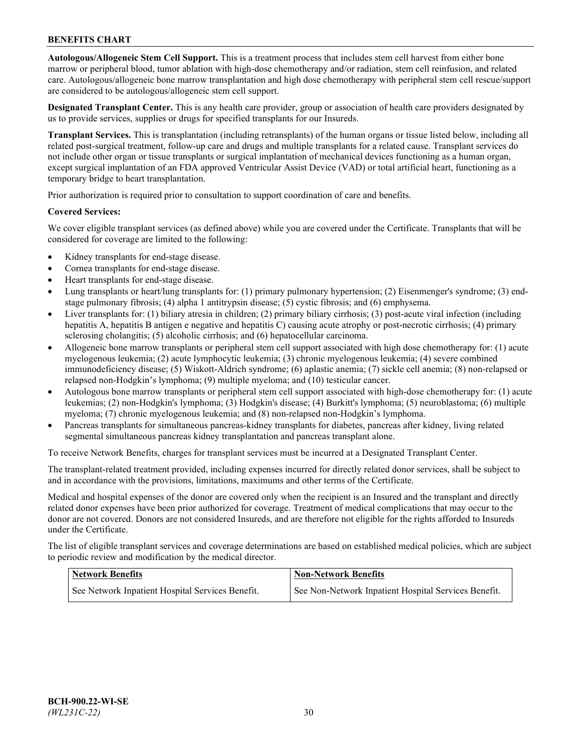**Autologous/Allogeneic Stem Cell Support.** This is a treatment process that includes stem cell harvest from either bone marrow or peripheral blood, tumor ablation with high-dose chemotherapy and/or radiation, stem cell reinfusion, and related care. Autologous/allogeneic bone marrow transplantation and high dose chemotherapy with peripheral stem cell rescue/support are considered to be autologous/allogeneic stem cell support.

**Designated Transplant Center.** This is any health care provider, group or association of health care providers designated by us to provide services, supplies or drugs for specified transplants for our Insureds.

**Transplant Services.** This is transplantation (including retransplants) of the human organs or tissue listed below, including all related post-surgical treatment, follow-up care and drugs and multiple transplants for a related cause. Transplant services do not include other organ or tissue transplants or surgical implantation of mechanical devices functioning as a human organ, except surgical implantation of an FDA approved Ventricular Assist Device (VAD) or total artificial heart, functioning as a temporary bridge to heart transplantation.

Prior authorization is required prior to consultation to support coordination of care and benefits.

**Covered Services:**

We cover eligible transplant services (as defined above) while you are covered under the Certificate. Transplants that will be considered for coverage are limited to the following:

- Kidney transplants for end-stage disease.
- Cornea transplants for end-stage disease.
- Heart transplants for end-stage disease.
- Lung transplants or heart/lung transplants for: (1) primary pulmonary hypertension; (2) Eisenmenger's syndrome; (3) end-stage pulmonary fibrosis; (4) alpha 1 antitrypsin disease; (5) cystic fibrosis; and (6) emphysema.
- Liver transplants for: (1) biliary atresia in children; (2) primary biliary cirrhosis; (3) post-acute viral infection (including hepatitis A, hepatitis B antigen e negative and hepatitis C) causing acute atrophy or post-necrotic cirrhosis; (4) primary sclerosing cholangitis; (5) alcoholic cirrhosis; and (6) hepatocellular carcinoma.
- Allogeneic bone marrow transplants or peripheral stem cell support associated with high dose chemotherapy for: (1) acute myelogenous leukemia; (2) acute lymphocytic leukemia; (3) chronic myelogenous leukemia; (4) severe combined immunodeficiency disease; (5) Wiskott-Aldrich syndrome; (6) aplastic anemia; (7) sickle cell anemia; (8) non-relapsed or relapsed non-Hodgkin's lymphoma; (9) multiple myeloma; and (10) testicular cancer.
- Autologous bone marrow transplants or peripheral stem cell support associated with high-dose chemotherapy for: (1) acute leukemias; (2) non-Hodgkin's lymphoma; (3) Hodgkin's disease; (4) Burkitt's lymphoma; (5) neuroblastoma; (6) multiple myeloma; (7) chronic myelogenous leukemia; and (8) non-relapsed non-Hodgkin's lymphoma.
- Pancreas transplants for simultaneous pancreas-kidney transplants for diabetes, pancreas after kidney, living related segmental simultaneous pancreas kidney transplantation and pancreas transplant alone.

To receive Network Benefits, charges for transplant services must be incurred at a Designated Transplant Center.

The transplant-related treatment provided, including expenses incurred for directly related donor services, shall be subject to and in accordance with the provisions, limitations, maximums and other terms of the Certificate.

Medical and hospital expenses of the donor are covered only when the recipient is an Insured and the transplant and directly related donor expenses have been prior authorized for coverage. Treatment of medical complications that may occur to the donor are not covered. Donors are not considered Insureds, and are therefore not eligible for the rights afforded to Insureds under the Certificate.

The list of eligible transplant services and coverage determinations are based on established medical policies, which are subject to periodic review and modification by the medical director.

| Network Benefits | Non-Network Benefits |
| --- | --- |
| See Network Inpatient Hospital Services Benefit. | See Non-Network Inpatient Hospital Services Benefit. |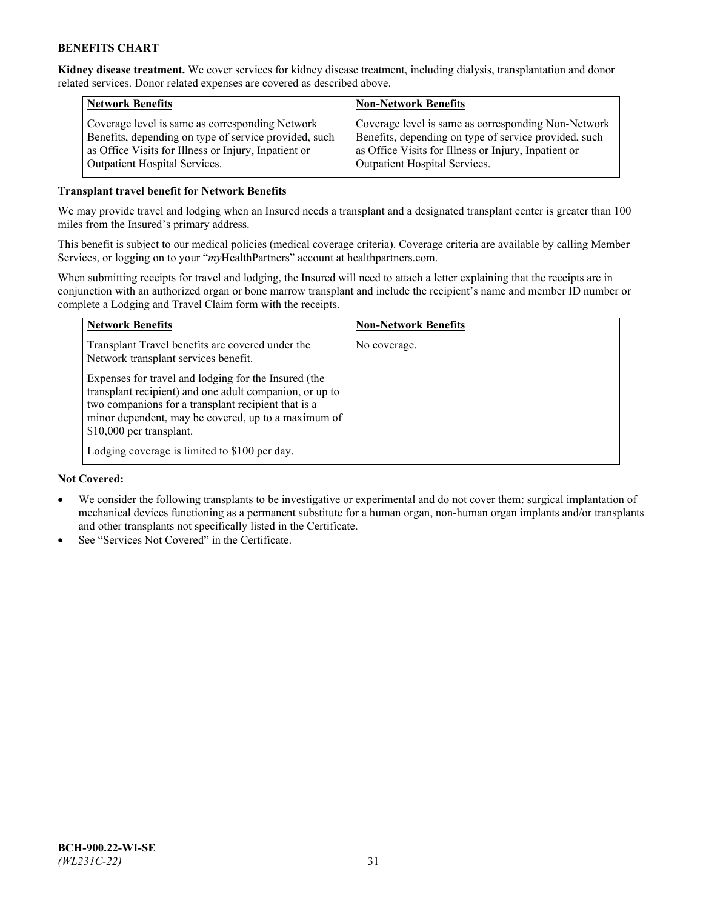**Kidney disease treatment.** We cover services for kidney disease treatment, including dialysis, transplantation and donor related services. Donor related expenses are covered as described above.

| Network Benefits | Non-Network Benefits |
| --- | --- |
| Coverage level is same as corresponding Network Benefits, depending on type of service provided, such as Office Visits for Illness or Injury, Inpatient or Outpatient Hospital Services. | Coverage level is same as corresponding Non-Network Benefits, depending on type of service provided, such as Office Visits for Illness or Injury, Inpatient or Outpatient Hospital Services. |

**Transplant travel benefit for Network Benefits**

We may provide travel and lodging when an Insured needs a transplant and a designated transplant center is greater than 100 miles from the Insured's primary address.

This benefit is subject to our medical policies (medical coverage criteria). Coverage criteria are available by calling Member Services, or logging on to your "*my*HealthPartners" account at healthpartners.com.

When submitting receipts for travel and lodging, the Insured will need to attach a letter explaining that the receipts are in conjunction with an authorized organ or bone marrow transplant and include the recipient's name and member ID number or complete a Lodging and Travel Claim form with the receipts.

| Network Benefits | Non-Network Benefits |
| --- | --- |
| Transplant Travel benefits are covered under the Network transplant services benefit.<br><br>Expenses for travel and lodging for the Insured (the transplant recipient) and one adult companion, or up to two companions for a transplant recipient that is a minor dependent, may be covered, up to a maximum of $10,000 per transplant.<br><br>Lodging coverage is limited to $100 per day. | No coverage. |

**Not Covered:**

- We consider the following transplants to be investigative or experimental and do not cover them: surgical implantation of mechanical devices functioning as a permanent substitute for a human organ, non-human organ implants and/or transplants and other transplants not specifically listed in the Certificate.
- See "Services Not Covered" in the Certificate.